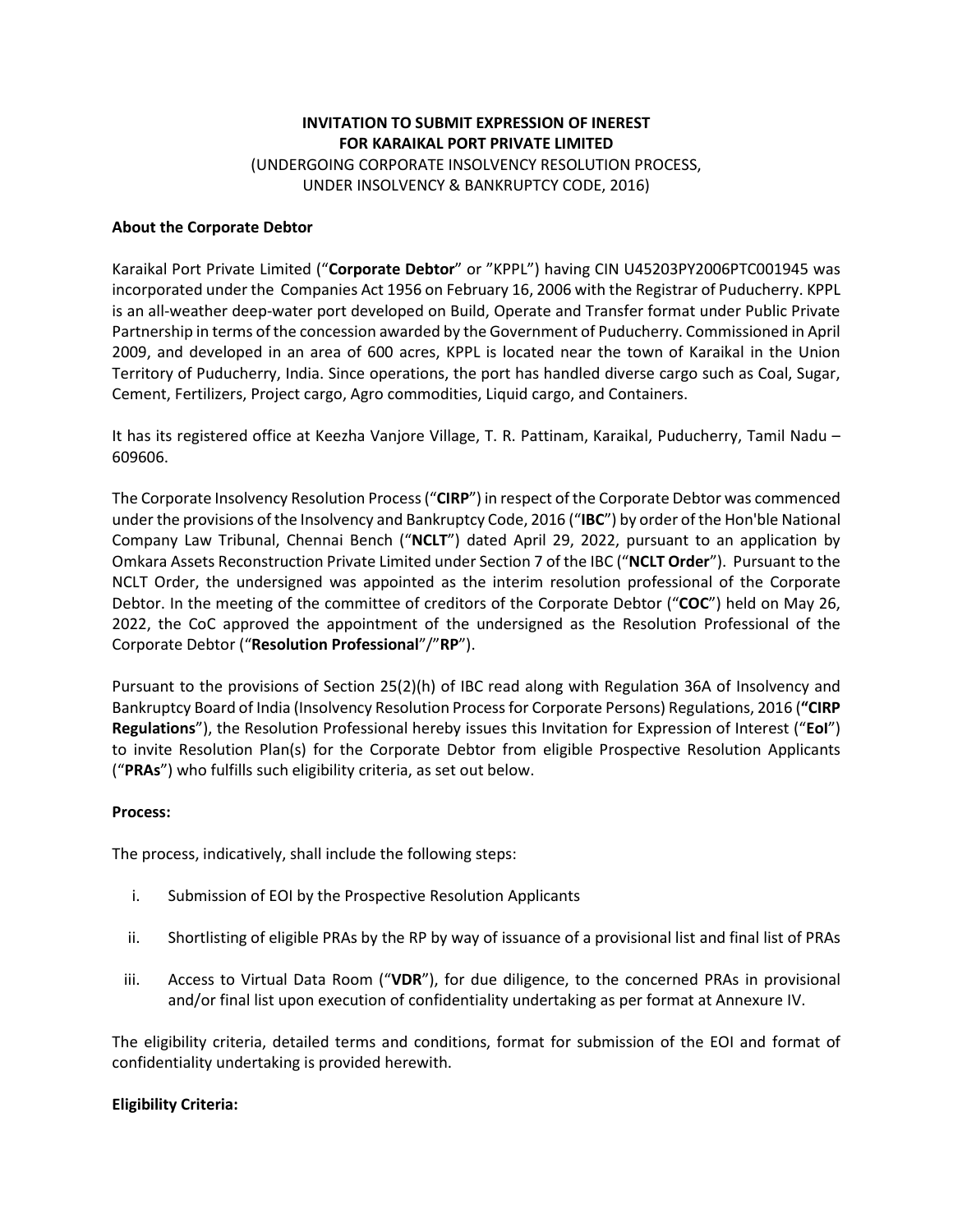# INVITATION TO SUBMIT EXPRESSION OF INEREST FOR KARAIKAL PORT PRIVATE LIMITED

(UNDERGOING CORPORATE INSOLVENCY RESOLUTION PROCESS, UNDER INSOLVENCY & BANKRUPTCY CODE, 2016)

**About the Corporate Debtor**

Karaikal Port Private Limited ("**Corporate Debtor**" or "KPPL") having CIN U45203PY2006PTC001945 was incorporated under the Companies Act 1956 on February 16, 2006 with the Registrar of Puducherry. KPPL is an all-weather deep-water port developed on Build, Operate and Transfer format under Public Private Partnership in terms of the concession awarded by the Government of Puducherry. Commissioned in April 2009, and developed in an area of 600 acres, KPPL is located near the town of Karaikal in the Union Territory of Puducherry, India. Since operations, the port has handled diverse cargo such as Coal, Sugar, Cement, Fertilizers, Project cargo, Agro commodities, Liquid cargo, and Containers.

It has its registered office at Keezha Vanjore Village, T. R. Pattinam, Karaikal, Puducherry, Tamil Nadu – 609606.

The Corporate Insolvency Resolution Process ("**CIRP**") in respect of the Corporate Debtor was commenced under the provisions of the Insolvency and Bankruptcy Code, 2016 ("**IBC**") by order of the Hon'ble National Company Law Tribunal, Chennai Bench ("**NCLT**") dated April 29, 2022, pursuant to an application by Omkara Assets Reconstruction Private Limited under Section 7 of the IBC ("**NCLT Order**"). Pursuant to the NCLT Order, the undersigned was appointed as the interim resolution professional of the Corporate Debtor. In the meeting of the committee of creditors of the Corporate Debtor ("**COC**") held on May 26, 2022, the CoC approved the appointment of the undersigned as the Resolution Professional of the Corporate Debtor ("**Resolution Professional**"/"**RP**").

Pursuant to the provisions of Section 25(2)(h) of IBC read along with Regulation 36A of Insolvency and Bankruptcy Board of India (Insolvency Resolution Process for Corporate Persons) Regulations, 2016 (**"CIRP Regulations**"), the Resolution Professional hereby issues this Invitation for Expression of Interest ("**EoI**") to invite Resolution Plan(s) for the Corporate Debtor from eligible Prospective Resolution Applicants ("**PRAs**") who fulfills such eligibility criteria, as set out below.

**Process:**

The process, indicatively, shall include the following steps:

i. Submission of EOI by the Prospective Resolution Applicants

ii. Shortlisting of eligible PRAs by the RP by way of issuance of a provisional list and final list of PRAs

iii. Access to Virtual Data Room ("**VDR**"), for due diligence, to the concerned PRAs in provisional and/or final list upon execution of confidentiality undertaking as per format at Annexure IV.

The eligibility criteria, detailed terms and conditions, format for submission of the EOI and format of confidentiality undertaking is provided herewith.

**Eligibility Criteria:**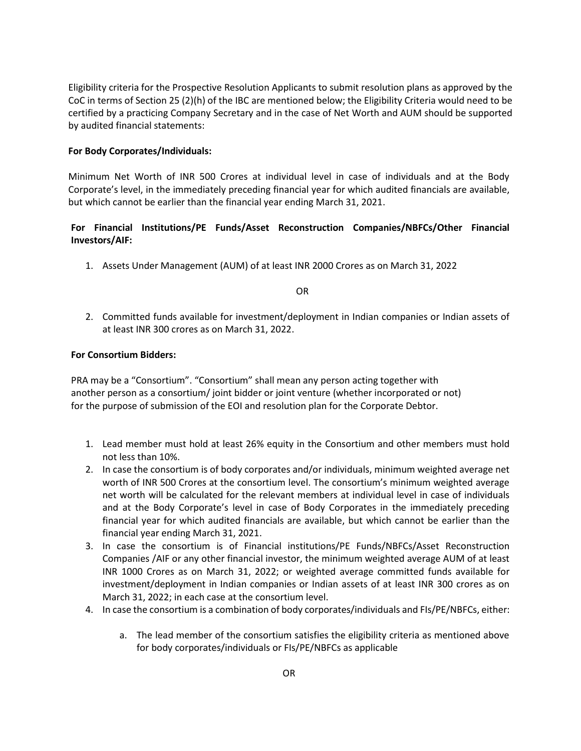Eligibility criteria for the Prospective Resolution Applicants to submit resolution plans as approved by the CoC in terms of Section 25 (2)(h) of the IBC are mentioned below; the Eligibility Criteria would need to be certified by a practicing Company Secretary and in the case of Net Worth and AUM should be supported by audited financial statements:

**For Body Corporates/Individuals:**

Minimum Net Worth of INR 500 Crores at individual level in case of individuals and at the Body Corporate's level, in the immediately preceding financial year for which audited financials are available, but which cannot be earlier than the financial year ending March 31, 2021.

**For Financial Institutions/PE Funds/Asset Reconstruction Companies/NBFCs/Other Financial Investors/AIF:**

1. Assets Under Management (AUM) of at least INR 2000 Crores as on March 31, 2022

OR

2. Committed funds available for investment/deployment in Indian companies or Indian assets of at least INR 300 crores as on March 31, 2022.

**For Consortium Bidders:**

PRA may be a "Consortium". "Consortium" shall mean any person acting together with another person as a consortium/ joint bidder or joint venture (whether incorporated or not) for the purpose of submission of the EOI and resolution plan for the Corporate Debtor.

1. Lead member must hold at least 26% equity in the Consortium and other members must hold not less than 10%.
2. In case the consortium is of body corporates and/or individuals, minimum weighted average net worth of INR 500 Crores at the consortium level. The consortium's minimum weighted average net worth will be calculated for the relevant members at individual level in case of individuals and at the Body Corporate's level in case of Body Corporates in the immediately preceding financial year for which audited financials are available, but which cannot be earlier than the financial year ending March 31, 2021.
3. In case the consortium is of Financial institutions/PE Funds/NBFCs/Asset Reconstruction Companies /AIF or any other financial investor, the minimum weighted average AUM of at least INR 1000 Crores as on March 31, 2022; or weighted average committed funds available for investment/deployment in Indian companies or Indian assets of at least INR 300 crores as on March 31, 2022; in each case at the consortium level.
4. In case the consortium is a combination of body corporates/individuals and FIs/PE/NBFCs, either:

    a. The lead member of the consortium satisfies the eligibility criteria as mentioned above for body corporates/individuals or FIs/PE/NBFCs as applicable

    OR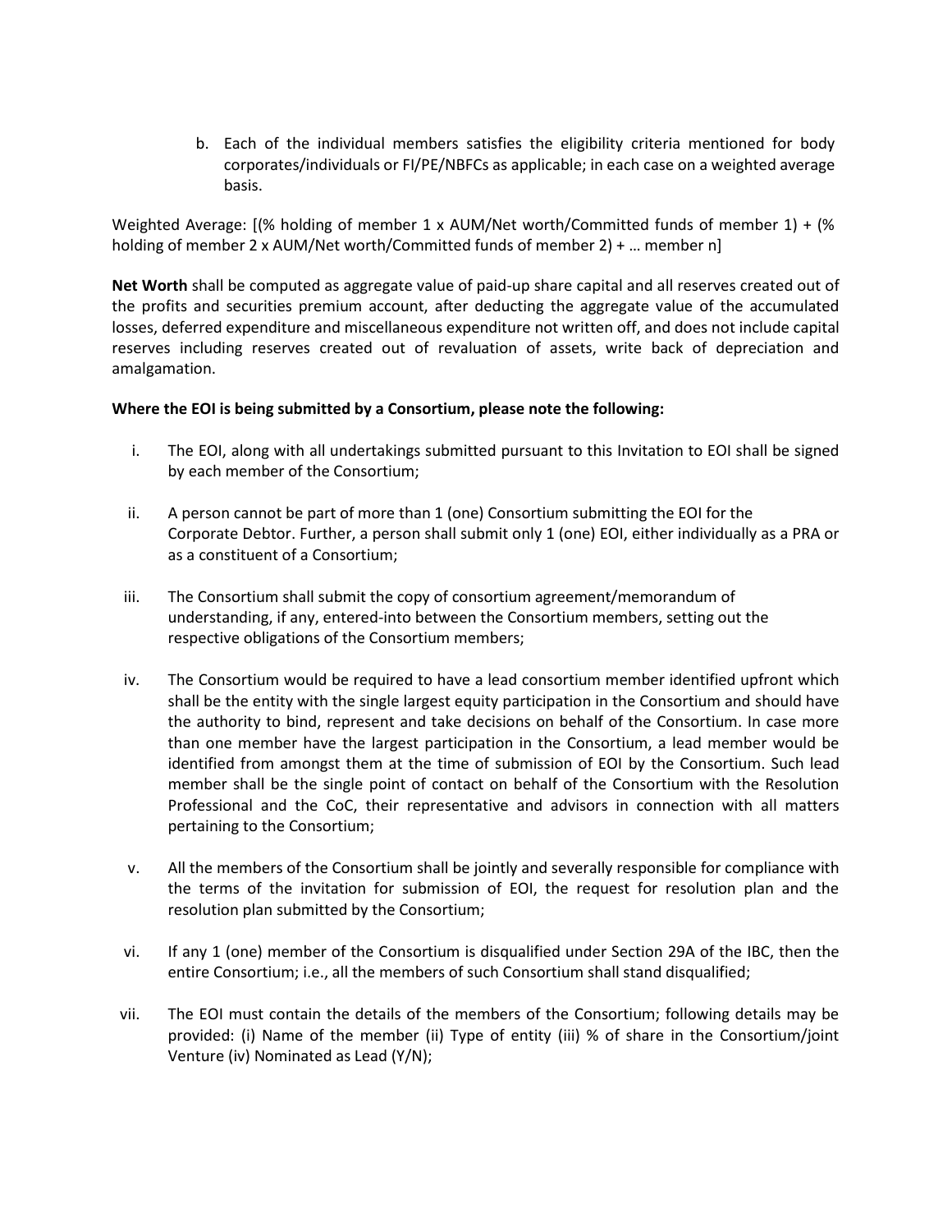b. Each of the individual members satisfies the eligibility criteria mentioned for body corporates/individuals or FI/PE/NBFCs as applicable; in each case on a weighted average basis.

Weighted Average: [(% holding of member 1 x AUM/Net worth/Committed funds of member 1) + (% holding of member 2 x AUM/Net worth/Committed funds of member 2) + … member n]

**Net Worth** shall be computed as aggregate value of paid-up share capital and all reserves created out of the profits and securities premium account, after deducting the aggregate value of the accumulated losses, deferred expenditure and miscellaneous expenditure not written off, and does not include capital reserves including reserves created out of revaluation of assets, write back of depreciation and amalgamation.

**Where the EOI is being submitted by a Consortium, please note the following:**

i. The EOI, along with all undertakings submitted pursuant to this Invitation to EOI shall be signed by each member of the Consortium;

ii. A person cannot be part of more than 1 (one) Consortium submitting the EOI for the Corporate Debtor. Further, a person shall submit only 1 (one) EOI, either individually as a PRA or as a constituent of a Consortium;

iii. The Consortium shall submit the copy of consortium agreement/memorandum of understanding, if any, entered-into between the Consortium members, setting out the respective obligations of the Consortium members;

iv. The Consortium would be required to have a lead consortium member identified upfront which shall be the entity with the single largest equity participation in the Consortium and should have the authority to bind, represent and take decisions on behalf of the Consortium. In case more than one member have the largest participation in the Consortium, a lead member would be identified from amongst them at the time of submission of EOI by the Consortium. Such lead member shall be the single point of contact on behalf of the Consortium with the Resolution Professional and the CoC, their representative and advisors in connection with all matters pertaining to the Consortium;

v. All the members of the Consortium shall be jointly and severally responsible for compliance with the terms of the invitation for submission of EOI, the request for resolution plan and the resolution plan submitted by the Consortium;

vi. If any 1 (one) member of the Consortium is disqualified under Section 29A of the IBC, then the entire Consortium; i.e., all the members of such Consortium shall stand disqualified;

vii. The EOI must contain the details of the members of the Consortium; following details may be provided: (i) Name of the member (ii) Type of entity (iii) % of share in the Consortium/joint Venture (iv) Nominated as Lead (Y/N);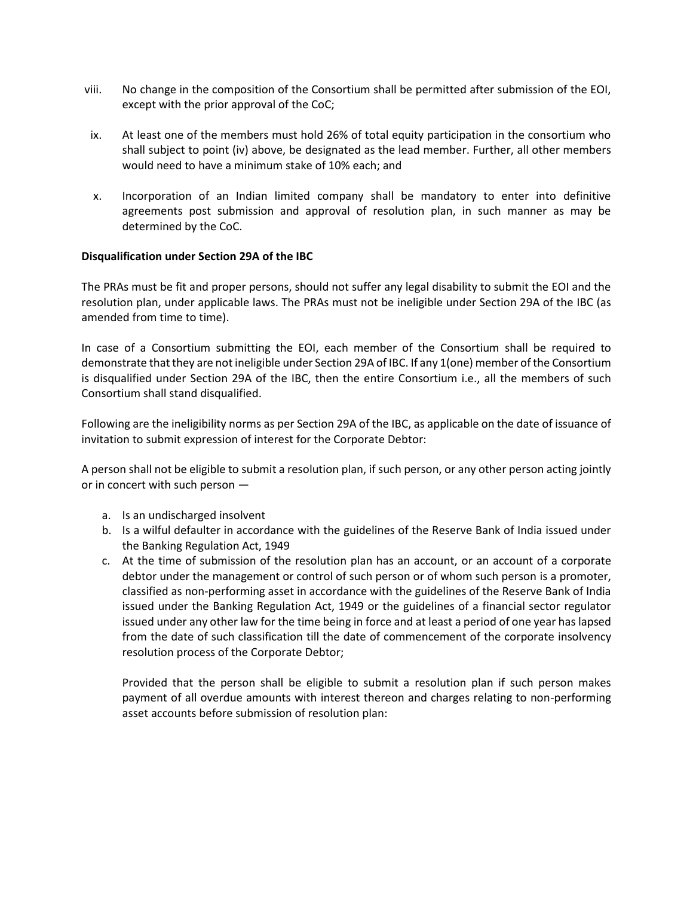viii. No change in the composition of the Consortium shall be permitted after submission of the EOI, except with the prior approval of the CoC;

ix. At least one of the members must hold 26% of total equity participation in the consortium who shall subject to point (iv) above, be designated as the lead member. Further, all other members would need to have a minimum stake of 10% each; and

x. Incorporation of an Indian limited company shall be mandatory to enter into definitive agreements post submission and approval of resolution plan, in such manner as may be determined by the CoC.

**Disqualification under Section 29A of the IBC**

The PRAs must be fit and proper persons, should not suffer any legal disability to submit the EOI and the resolution plan, under applicable laws. The PRAs must not be ineligible under Section 29A of the IBC (as amended from time to time).

In case of a Consortium submitting the EOI, each member of the Consortium shall be required to demonstrate that they are not ineligible under Section 29A of IBC. If any 1(one) member of the Consortium is disqualified under Section 29A of the IBC, then the entire Consortium i.e., all the members of such Consortium shall stand disqualified.

Following are the ineligibility norms as per Section 29A of the IBC, as applicable on the date of issuance of invitation to submit expression of interest for the Corporate Debtor:

A person shall not be eligible to submit a resolution plan, if such person, or any other person acting jointly or in concert with such person —

a. Is an undischarged insolvent
b. Is a wilful defaulter in accordance with the guidelines of the Reserve Bank of India issued under the Banking Regulation Act, 1949
c. At the time of submission of the resolution plan has an account, or an account of a corporate debtor under the management or control of such person or of whom such person is a promoter, classified as non-performing asset in accordance with the guidelines of the Reserve Bank of India issued under the Banking Regulation Act, 1949 or the guidelines of a financial sector regulator issued under any other law for the time being in force and at least a period of one year has lapsed from the date of such classification till the date of commencement of the corporate insolvency resolution process of the Corporate Debtor;

   Provided that the person shall be eligible to submit a resolution plan if such person makes payment of all overdue amounts with interest thereon and charges relating to non-performing asset accounts before submission of resolution plan: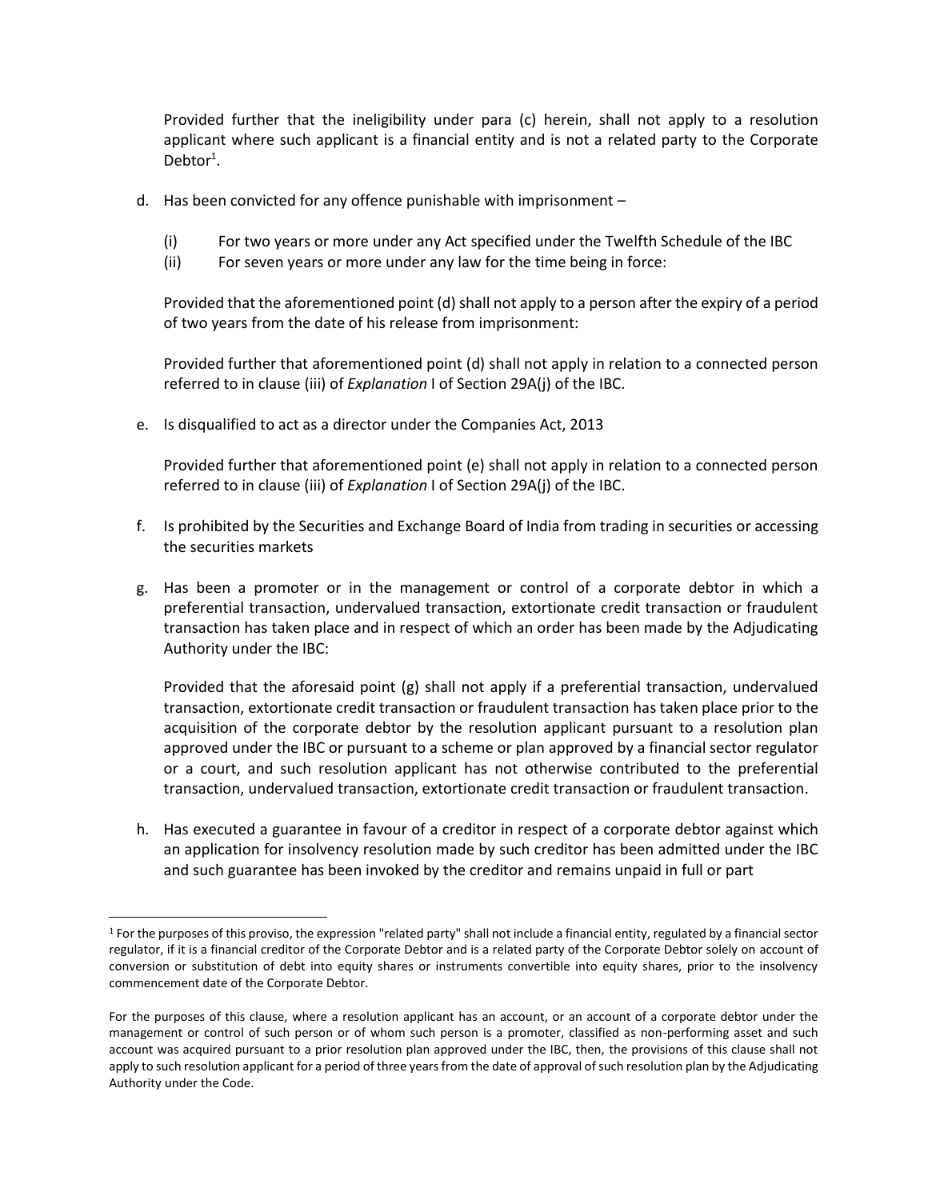Provided further that the ineligibility under para (c) herein, shall not apply to a resolution applicant where such applicant is a financial entity and is not a related party to the Corporate Debtor[1].

d. Has been convicted for any offence punishable with imprisonment –

   (i) For two years or more under any Act specified under the Twelfth Schedule of the IBC
   (ii) For seven years or more under any law for the time being in force:

   Provided that the aforementioned point (d) shall not apply to a person after the expiry of a period of two years from the date of his release from imprisonment:

   Provided further that aforementioned point (d) shall not apply in relation to a connected person referred to in clause (iii) of *Explanation* I of Section 29A(j) of the IBC.

e. Is disqualified to act as a director under the Companies Act, 2013

   Provided further that aforementioned point (e) shall not apply in relation to a connected person referred to in clause (iii) of *Explanation* I of Section 29A(j) of the IBC.

f. Is prohibited by the Securities and Exchange Board of India from trading in securities or accessing the securities markets

g. Has been a promoter or in the management or control of a corporate debtor in which a preferential transaction, undervalued transaction, extortionate credit transaction or fraudulent transaction has taken place and in respect of which an order has been made by the Adjudicating Authority under the IBC:

   Provided that the aforesaid point (g) shall not apply if a preferential transaction, undervalued transaction, extortionate credit transaction or fraudulent transaction has taken place prior to the acquisition of the corporate debtor by the resolution applicant pursuant to a resolution plan approved under the IBC or pursuant to a scheme or plan approved by a financial sector regulator or a court, and such resolution applicant has not otherwise contributed to the preferential transaction, undervalued transaction, extortionate credit transaction or fraudulent transaction.

h. Has executed a guarantee in favour of a creditor in respect of a corporate debtor against which an application for insolvency resolution made by such creditor has been admitted under the IBC and such guarantee has been invoked by the creditor and remains unpaid in full or part

---

[1] For the purposes of this proviso, the expression "related party" shall not include a financial entity, regulated by a financial sector regulator, if it is a financial creditor of the Corporate Debtor and is a related party of the Corporate Debtor solely on account of conversion or substitution of debt into equity shares or instruments convertible into equity shares, prior to the insolvency commencement date of the Corporate Debtor.

For the purposes of this clause, where a resolution applicant has an account, or an account of a corporate debtor under the management or control of such person or of whom such person is a promoter, classified as non-performing asset and such account was acquired pursuant to a prior resolution plan approved under the IBC, then, the provisions of this clause shall not apply to such resolution applicant for a period of three years from the date of approval of such resolution plan by the Adjudicating Authority under the Code.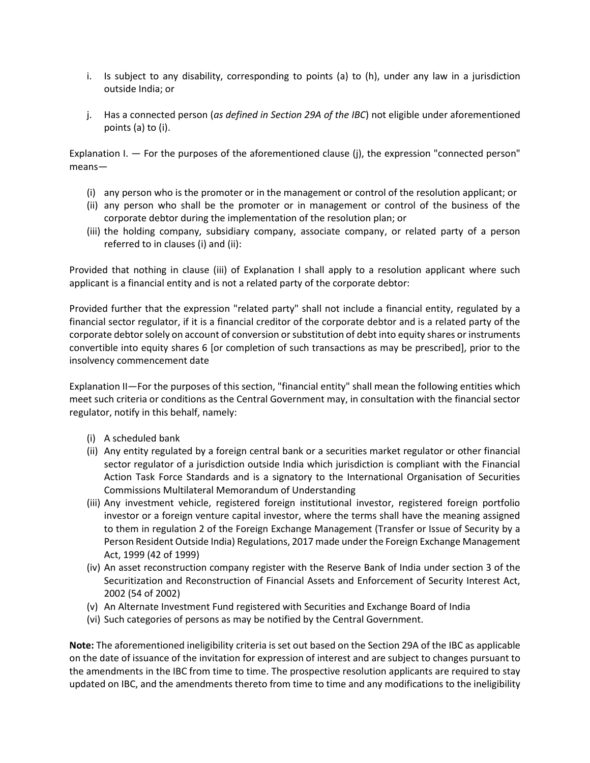i. Is subject to any disability, corresponding to points (a) to (h), under any law in a jurisdiction outside India; or

j. Has a connected person (*as defined in Section 29A of the IBC*) not eligible under aforementioned points (a) to (i).

Explanation I. — For the purposes of the aforementioned clause (j), the expression "connected person" means—

(i) any person who is the promoter or in the management or control of the resolution applicant; or
(ii) any person who shall be the promoter or in management or control of the business of the corporate debtor during the implementation of the resolution plan; or
(iii) the holding company, subsidiary company, associate company, or related party of a person referred to in clauses (i) and (ii):

Provided that nothing in clause (iii) of Explanation I shall apply to a resolution applicant where such applicant is a financial entity and is not a related party of the corporate debtor:

Provided further that the expression "related party" shall not include a financial entity, regulated by a financial sector regulator, if it is a financial creditor of the corporate debtor and is a related party of the corporate debtor solely on account of conversion or substitution of debt into equity shares or instruments convertible into equity shares 6 [or completion of such transactions as may be prescribed], prior to the insolvency commencement date

Explanation II—For the purposes of this section, "financial entity" shall mean the following entities which meet such criteria or conditions as the Central Government may, in consultation with the financial sector regulator, notify in this behalf, namely:

(i) A scheduled bank
(ii) Any entity regulated by a foreign central bank or a securities market regulator or other financial sector regulator of a jurisdiction outside India which jurisdiction is compliant with the Financial Action Task Force Standards and is a signatory to the International Organisation of Securities Commissions Multilateral Memorandum of Understanding
(iii) Any investment vehicle, registered foreign institutional investor, registered foreign portfolio investor or a foreign venture capital investor, where the terms shall have the meaning assigned to them in regulation 2 of the Foreign Exchange Management (Transfer or Issue of Security by a Person Resident Outside India) Regulations, 2017 made under the Foreign Exchange Management Act, 1999 (42 of 1999)
(iv) An asset reconstruction company register with the Reserve Bank of India under section 3 of the Securitization and Reconstruction of Financial Assets and Enforcement of Security Interest Act, 2002 (54 of 2002)
(v) An Alternate Investment Fund registered with Securities and Exchange Board of India
(vi) Such categories of persons as may be notified by the Central Government.

**Note:** The aforementioned ineligibility criteria is set out based on the Section 29A of the IBC as applicable on the date of issuance of the invitation for expression of interest and are subject to changes pursuant to the amendments in the IBC from time to time. The prospective resolution applicants are required to stay updated on IBC, and the amendments thereto from time to time and any modifications to the ineligibility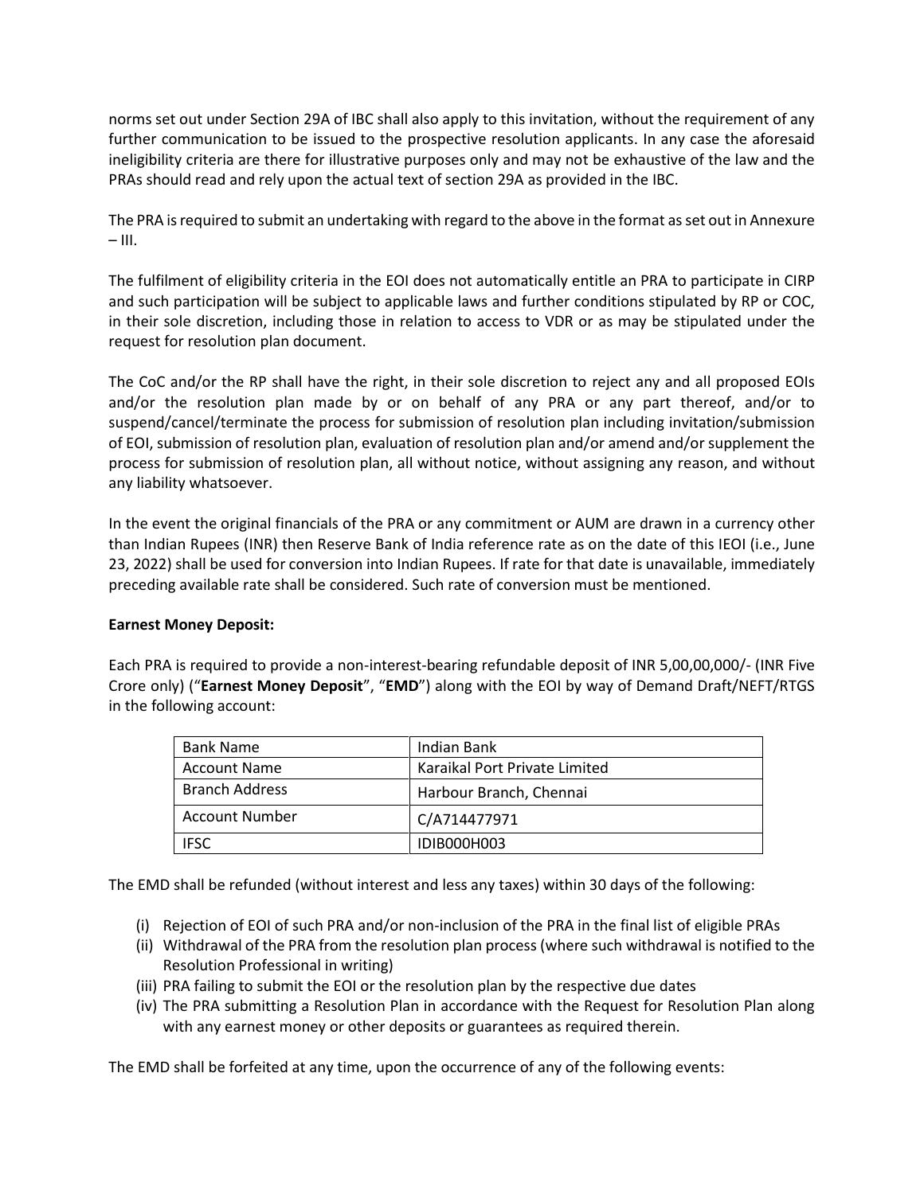norms set out under Section 29A of IBC shall also apply to this invitation, without the requirement of any further communication to be issued to the prospective resolution applicants. In any case the aforesaid ineligibility criteria are there for illustrative purposes only and may not be exhaustive of the law and the PRAs should read and rely upon the actual text of section 29A as provided in the IBC.

The PRA is required to submit an undertaking with regard to the above in the format as set out in Annexure – III.

The fulfilment of eligibility criteria in the EOI does not automatically entitle an PRA to participate in CIRP and such participation will be subject to applicable laws and further conditions stipulated by RP or COC, in their sole discretion, including those in relation to access to VDR or as may be stipulated under the request for resolution plan document.

The CoC and/or the RP shall have the right, in their sole discretion to reject any and all proposed EOIs and/or the resolution plan made by or on behalf of any PRA or any part thereof, and/or to suspend/cancel/terminate the process for submission of resolution plan including invitation/submission of EOI, submission of resolution plan, evaluation of resolution plan and/or amend and/or supplement the process for submission of resolution plan, all without notice, without assigning any reason, and without any liability whatsoever.

In the event the original financials of the PRA or any commitment or AUM are drawn in a currency other than Indian Rupees (INR) then Reserve Bank of India reference rate as on the date of this IEOI (i.e., June 23, 2022) shall be used for conversion into Indian Rupees. If rate for that date is unavailable, immediately preceding available rate shall be considered. Such rate of conversion must be mentioned.

**Earnest Money Deposit:**

Each PRA is required to provide a non-interest-bearing refundable deposit of INR 5,00,00,000/- (INR Five Crore only) ("**Earnest Money Deposit**", "**EMD**") along with the EOI by way of Demand Draft/NEFT/RTGS in the following account:

| Bank Name | Indian Bank |
|---|---|
| Account Name | Karaikal Port Private Limited |
| Branch Address | Harbour Branch, Chennai |
| Account Number | C/A714477971 |
| IFSC | IDIB000H003 |

The EMD shall be refunded (without interest and less any taxes) within 30 days of the following:

(i) Rejection of EOI of such PRA and/or non-inclusion of the PRA in the final list of eligible PRAs
(ii) Withdrawal of the PRA from the resolution plan process (where such withdrawal is notified to the Resolution Professional in writing)
(iii) PRA failing to submit the EOI or the resolution plan by the respective due dates
(iv) The PRA submitting a Resolution Plan in accordance with the Request for Resolution Plan along with any earnest money or other deposits or guarantees as required therein.

The EMD shall be forfeited at any time, upon the occurrence of any of the following events: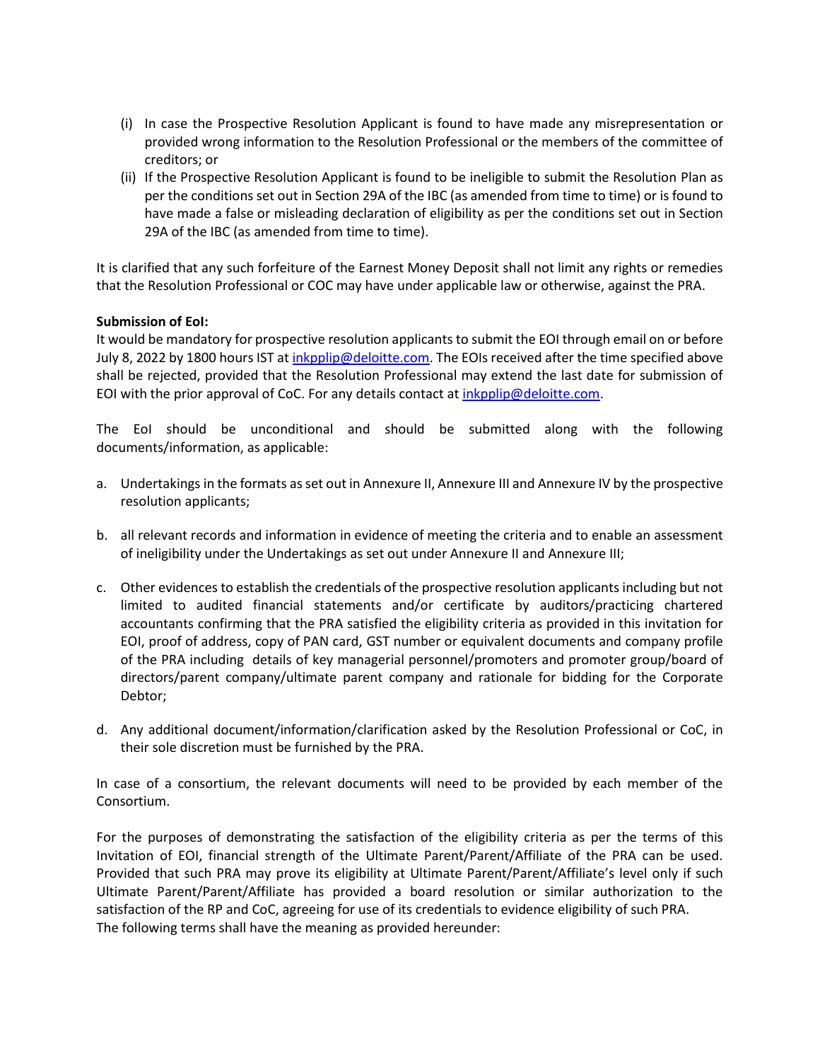(i) In case the Prospective Resolution Applicant is found to have made any misrepresentation or provided wrong information to the Resolution Professional or the members of the committee of creditors; or

(ii) If the Prospective Resolution Applicant is found to be ineligible to submit the Resolution Plan as per the conditions set out in Section 29A of the IBC (as amended from time to time) or is found to have made a false or misleading declaration of eligibility as per the conditions set out in Section 29A of the IBC (as amended from time to time).

It is clarified that any such forfeiture of the Earnest Money Deposit shall not limit any rights or remedies that the Resolution Professional or COC may have under applicable law or otherwise, against the PRA.

**Submission of EoI:**

It would be mandatory for prospective resolution applicants to submit the EOI through email on or before July 8, 2022 by 1800 hours IST at inkpplip@deloitte.com. The EOIs received after the time specified above shall be rejected, provided that the Resolution Professional may extend the last date for submission of EOI with the prior approval of CoC. For any details contact at inkpplip@deloitte.com.

The EoI should be unconditional and should be submitted along with the following documents/information, as applicable:

a. Undertakings in the formats as set out in Annexure II, Annexure III and Annexure IV by the prospective resolution applicants;

b. all relevant records and information in evidence of meeting the criteria and to enable an assessment of ineligibility under the Undertakings as set out under Annexure II and Annexure III;

c. Other evidences to establish the credentials of the prospective resolution applicants including but not limited to audited financial statements and/or certificate by auditors/practicing chartered accountants confirming that the PRA satisfied the eligibility criteria as provided in this invitation for EOI, proof of address, copy of PAN card, GST number or equivalent documents and company profile of the PRA including details of key managerial personnel/promoters and promoter group/board of directors/parent company/ultimate parent company and rationale for bidding for the Corporate Debtor;

d. Any additional document/information/clarification asked by the Resolution Professional or CoC, in their sole discretion must be furnished by the PRA.

In case of a consortium, the relevant documents will need to be provided by each member of the Consortium.

For the purposes of demonstrating the satisfaction of the eligibility criteria as per the terms of this Invitation of EOI, financial strength of the Ultimate Parent/Parent/Affiliate of the PRA can be used. Provided that such PRA may prove its eligibility at Ultimate Parent/Parent/Affiliate's level only if such Ultimate Parent/Parent/Affiliate has provided a board resolution or similar authorization to the satisfaction of the RP and CoC, agreeing for use of its credentials to evidence eligibility of such PRA.
The following terms shall have the meaning as provided hereunder: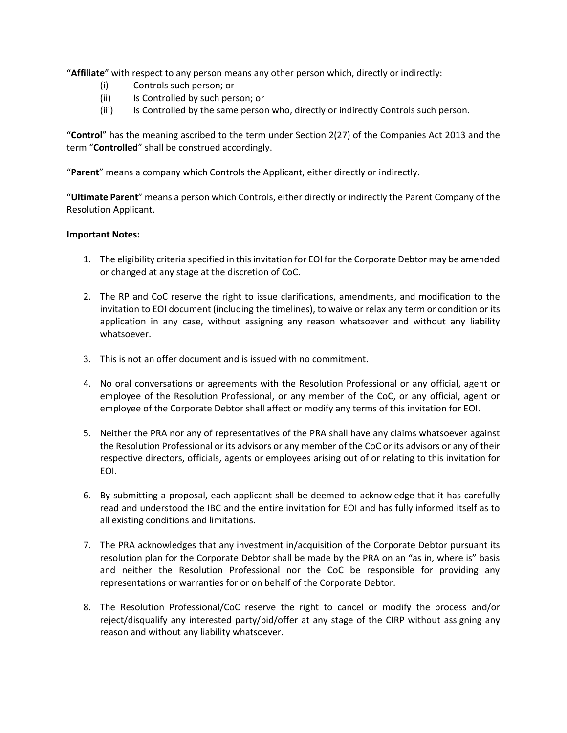"**Affiliate**" with respect to any person means any other person which, directly or indirectly:

(i) Controls such person; or

(ii) Is Controlled by such person; or

(iii) Is Controlled by the same person who, directly or indirectly Controls such person.

"**Control**" has the meaning ascribed to the term under Section 2(27) of the Companies Act 2013 and the term "**Controlled**" shall be construed accordingly.

"**Parent**" means a company which Controls the Applicant, either directly or indirectly.

"**Ultimate Parent**" means a person which Controls, either directly or indirectly the Parent Company of the Resolution Applicant.

**Important Notes:**

1. The eligibility criteria specified in this invitation for EOI for the Corporate Debtor may be amended or changed at any stage at the discretion of CoC.

2. The RP and CoC reserve the right to issue clarifications, amendments, and modification to the invitation to EOI document (including the timelines), to waive or relax any term or condition or its application in any case, without assigning any reason whatsoever and without any liability whatsoever.

3. This is not an offer document and is issued with no commitment.

4. No oral conversations or agreements with the Resolution Professional or any official, agent or employee of the Resolution Professional, or any member of the CoC, or any official, agent or employee of the Corporate Debtor shall affect or modify any terms of this invitation for EOI.

5. Neither the PRA nor any of representatives of the PRA shall have any claims whatsoever against the Resolution Professional or its advisors or any member of the CoC or its advisors or any of their respective directors, officials, agents or employees arising out of or relating to this invitation for EOI.

6. By submitting a proposal, each applicant shall be deemed to acknowledge that it has carefully read and understood the IBC and the entire invitation for EOI and has fully informed itself as to all existing conditions and limitations.

7. The PRA acknowledges that any investment in/acquisition of the Corporate Debtor pursuant its resolution plan for the Corporate Debtor shall be made by the PRA on an "as in, where is" basis and neither the Resolution Professional nor the CoC be responsible for providing any representations or warranties for or on behalf of the Corporate Debtor.

8. The Resolution Professional/CoC reserve the right to cancel or modify the process and/or reject/disqualify any interested party/bid/offer at any stage of the CIRP without assigning any reason and without any liability whatsoever.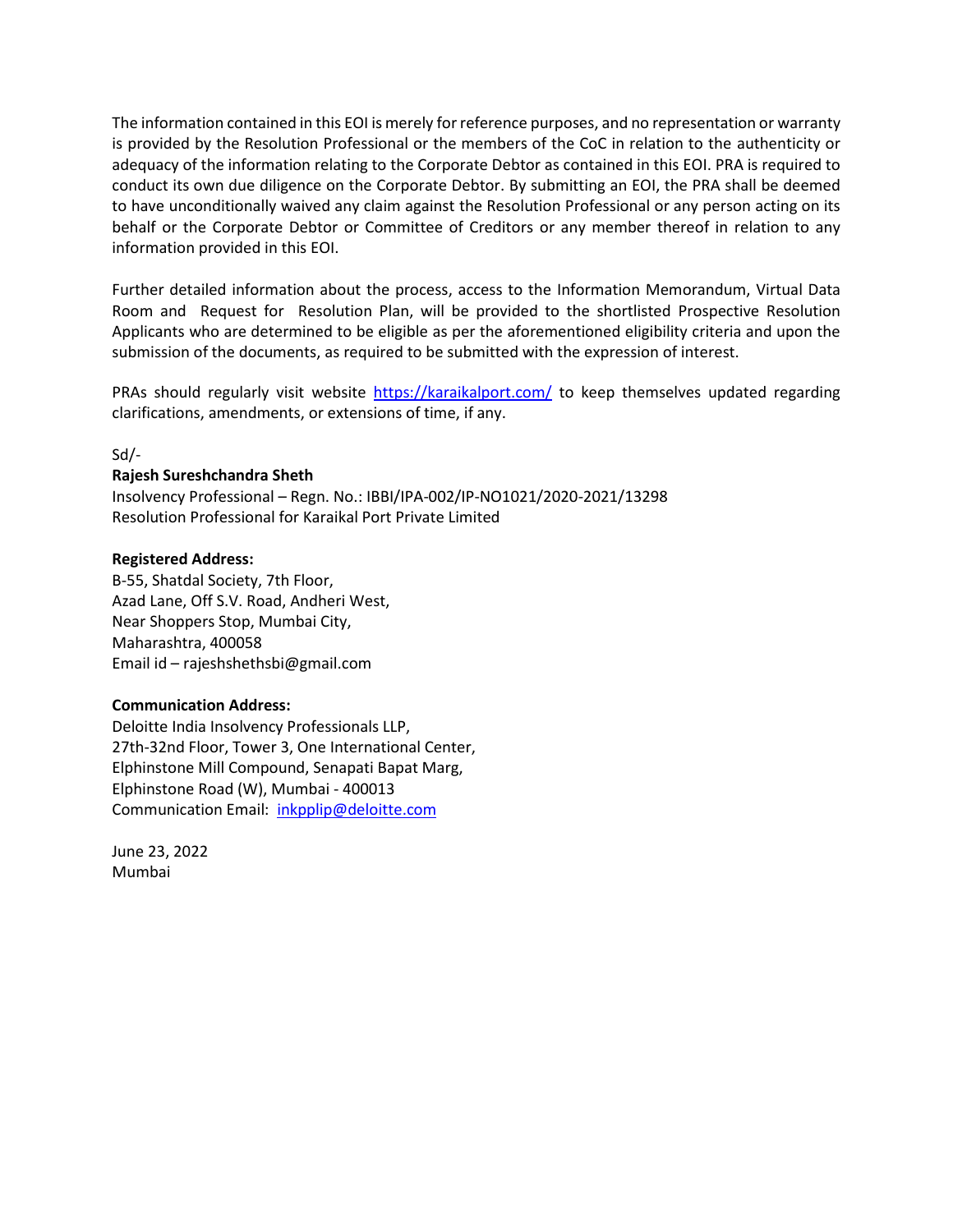The information contained in this EOI is merely for reference purposes, and no representation or warranty is provided by the Resolution Professional or the members of the CoC in relation to the authenticity or adequacy of the information relating to the Corporate Debtor as contained in this EOI. PRA is required to conduct its own due diligence on the Corporate Debtor. By submitting an EOI, the PRA shall be deemed to have unconditionally waived any claim against the Resolution Professional or any person acting on its behalf or the Corporate Debtor or Committee of Creditors or any member thereof in relation to any information provided in this EOI.

Further detailed information about the process, access to the Information Memorandum, Virtual Data Room and Request for Resolution Plan, will be provided to the shortlisted Prospective Resolution Applicants who are determined to be eligible as per the aforementioned eligibility criteria and upon the submission of the documents, as required to be submitted with the expression of interest.

PRAs should regularly visit website https://karaikalport.com/ to keep themselves updated regarding clarifications, amendments, or extensions of time, if any.

Sd/-

**Rajesh Sureshchandra Sheth**
Insolvency Professional – Regn. No.: IBBI/IPA-002/IP-NO1021/2020-2021/13298
Resolution Professional for Karaikal Port Private Limited

**Registered Address:**
B-55, Shatdal Society, 7th Floor,
Azad Lane, Off S.V. Road, Andheri West,
Near Shoppers Stop, Mumbai City,
Maharashtra, 400058
Email id – rajeshshethsbi@gmail.com

**Communication Address:**
Deloitte India Insolvency Professionals LLP,
27th-32nd Floor, Tower 3, One International Center,
Elphinstone Mill Compound, Senapati Bapat Marg,
Elphinstone Road (W), Mumbai - 400013
Communication Email: inkpplip@deloitte.com

June 23, 2022
Mumbai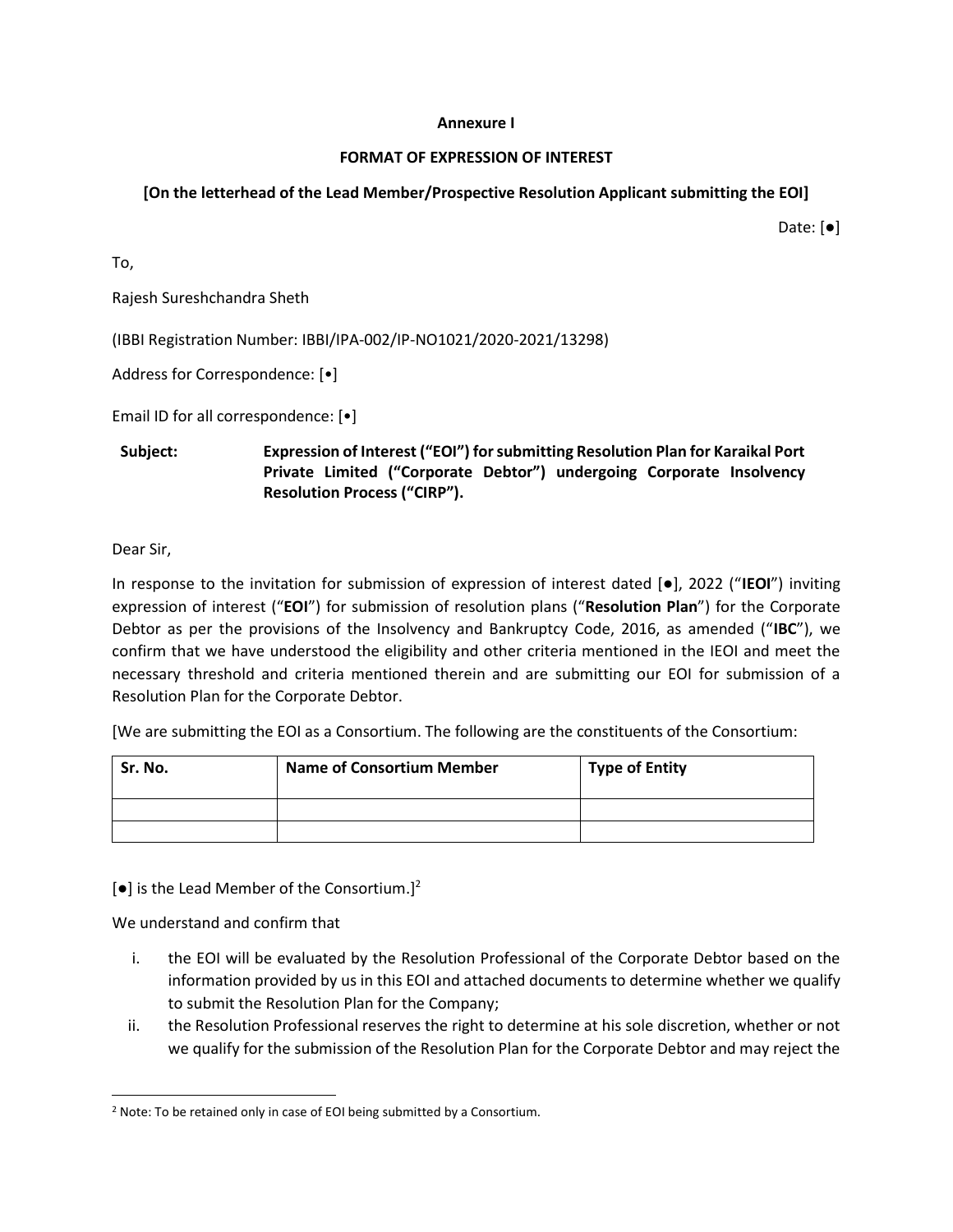**Annexure I**

**FORMAT OF EXPRESSION OF INTEREST**

**[On the letterhead of the Lead Member/Prospective Resolution Applicant submitting the EOI]**

Date: [●]

To,

Rajesh Sureshchandra Sheth

(IBBI Registration Number: IBBI/IPA-002/IP-NO1021/2020-2021/13298)

Address for Correspondence: [•]

Email ID for all correspondence: [•]

**Subject:** **Expression of Interest ("EOI") for submitting Resolution Plan for Karaikal Port Private Limited ("Corporate Debtor") undergoing Corporate Insolvency Resolution Process ("CIRP").**

Dear Sir,

In response to the invitation for submission of expression of interest dated [●], 2022 ("**IEOI**") inviting expression of interest ("**EOI**") for submission of resolution plans ("**Resolution Plan**") for the Corporate Debtor as per the provisions of the Insolvency and Bankruptcy Code, 2016, as amended ("**IBC**"), we confirm that we have understood the eligibility and other criteria mentioned in the IEOI and meet the necessary threshold and criteria mentioned therein and are submitting our EOI for submission of a Resolution Plan for the Corporate Debtor.

[We are submitting the EOI as a Consortium. The following are the constituents of the Consortium:

| Sr. No. | Name of Consortium Member | Type of Entity |
|---|---|---|
| | | |
| | | |

[●] is the Lead Member of the Consortium.][2]

We understand and confirm that

i. the EOI will be evaluated by the Resolution Professional of the Corporate Debtor based on the information provided by us in this EOI and attached documents to determine whether we qualify to submit the Resolution Plan for the Company;
ii. the Resolution Professional reserves the right to determine at his sole discretion, whether or not we qualify for the submission of the Resolution Plan for the Corporate Debtor and may reject the

[2] Note: To be retained only in case of EOI being submitted by a Consortium.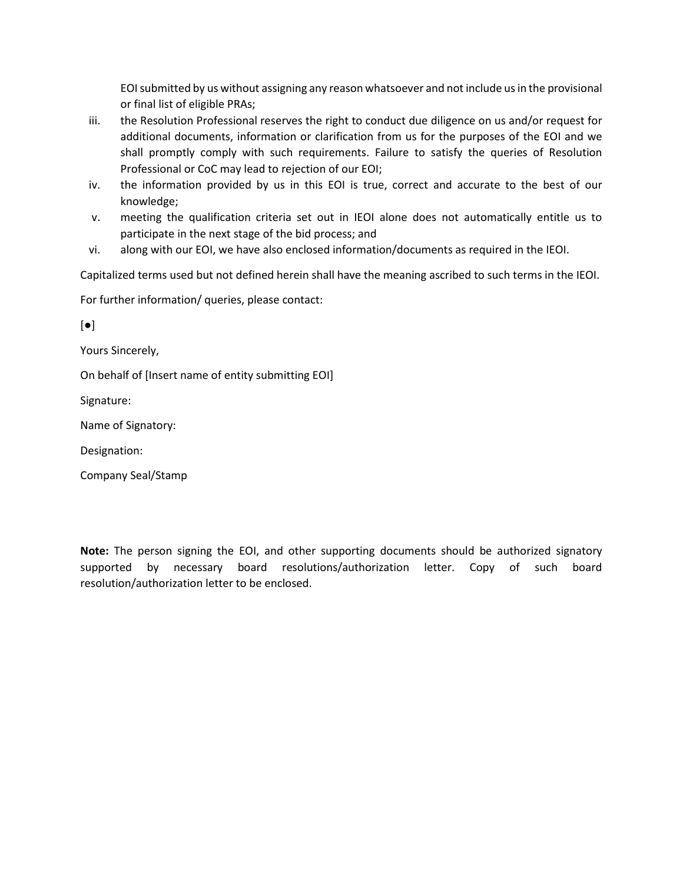EOI submitted by us without assigning any reason whatsoever and not include us in the provisional or final list of eligible PRAs;

iii. the Resolution Professional reserves the right to conduct due diligence on us and/or request for additional documents, information or clarification from us for the purposes of the EOI and we shall promptly comply with such requirements. Failure to satisfy the queries of Resolution Professional or CoC may lead to rejection of our EOI;

iv. the information provided by us in this EOI is true, correct and accurate to the best of our knowledge;

v. meeting the qualification criteria set out in IEOI alone does not automatically entitle us to participate in the next stage of the bid process; and

vi. along with our EOI, we have also enclosed information/documents as required in the IEOI.

Capitalized terms used but not defined herein shall have the meaning ascribed to such terms in the IEOI.

For further information/ queries, please contact:

[●]

Yours Sincerely,

On behalf of [Insert name of entity submitting EOI]

Signature:

Name of Signatory:

Designation:

Company Seal/Stamp

**Note:** The person signing the EOI, and other supporting documents should be authorized signatory supported by necessary board resolutions/authorization letter. Copy of such board resolution/authorization letter to be enclosed.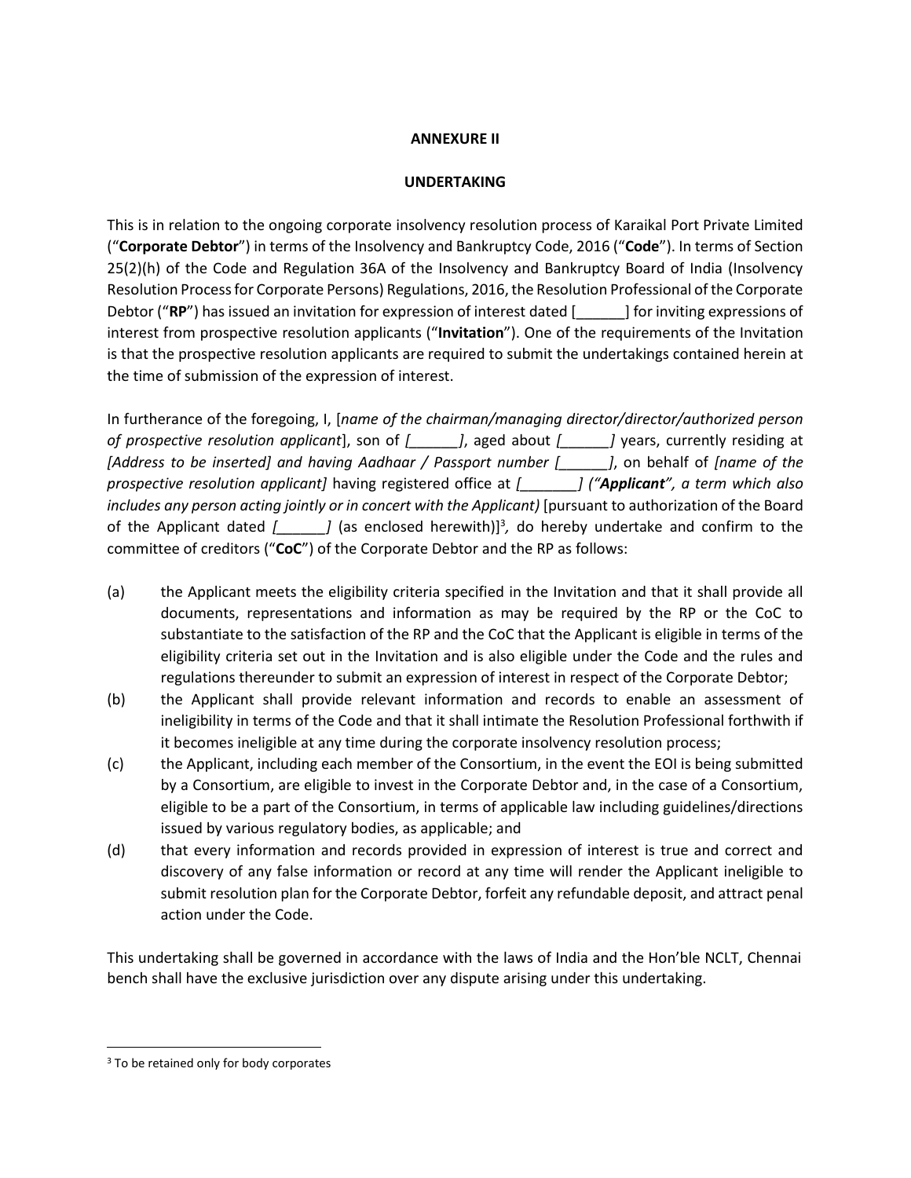**ANNEXURE II**

**UNDERTAKING**

This is in relation to the ongoing corporate insolvency resolution process of Karaikal Port Private Limited ("**Corporate Debtor**") in terms of the Insolvency and Bankruptcy Code, 2016 ("**Code**"). In terms of Section 25(2)(h) of the Code and Regulation 36A of the Insolvency and Bankruptcy Board of India (Insolvency Resolution Process for Corporate Persons) Regulations, 2016, the Resolution Professional of the Corporate Debtor ("**RP**") has issued an invitation for expression of interest dated [______] for inviting expressions of interest from prospective resolution applicants ("**Invitation**"). One of the requirements of the Invitation is that the prospective resolution applicants are required to submit the undertakings contained herein at the time of submission of the expression of interest.

In furtherance of the foregoing, I, [*name of the chairman/managing director/director/authorized person of prospective resolution applicant*], son of *[______]*, aged about *[______]* years, currently residing at *[Address to be inserted] and having Aadhaar / Passport number [______]*, on behalf of *[name of the prospective resolution applicant]* having registered office at *[_______] ("**Applicant**", a term which also includes any person acting jointly or in concert with the Applicant)* [pursuant to authorization of the Board of the Applicant dated *[______]* (as enclosed herewith)][3], do hereby undertake and confirm to the committee of creditors ("**CoC**") of the Corporate Debtor and the RP as follows:

(a) the Applicant meets the eligibility criteria specified in the Invitation and that it shall provide all documents, representations and information as may be required by the RP or the CoC to substantiate to the satisfaction of the RP and the CoC that the Applicant is eligible in terms of the eligibility criteria set out in the Invitation and is also eligible under the Code and the rules and regulations thereunder to submit an expression of interest in respect of the Corporate Debtor;

(b) the Applicant shall provide relevant information and records to enable an assessment of ineligibility in terms of the Code and that it shall intimate the Resolution Professional forthwith if it becomes ineligible at any time during the corporate insolvency resolution process;

(c) the Applicant, including each member of the Consortium, in the event the EOI is being submitted by a Consortium, are eligible to invest in the Corporate Debtor and, in the case of a Consortium, eligible to be a part of the Consortium, in terms of applicable law including guidelines/directions issued by various regulatory bodies, as applicable; and

(d) that every information and records provided in expression of interest is true and correct and discovery of any false information or record at any time will render the Applicant ineligible to submit resolution plan for the Corporate Debtor, forfeit any refundable deposit, and attract penal action under the Code.

This undertaking shall be governed in accordance with the laws of India and the Hon'ble NCLT, Chennai bench shall have the exclusive jurisdiction over any dispute arising under this undertaking.

---

[3] To be retained only for body corporates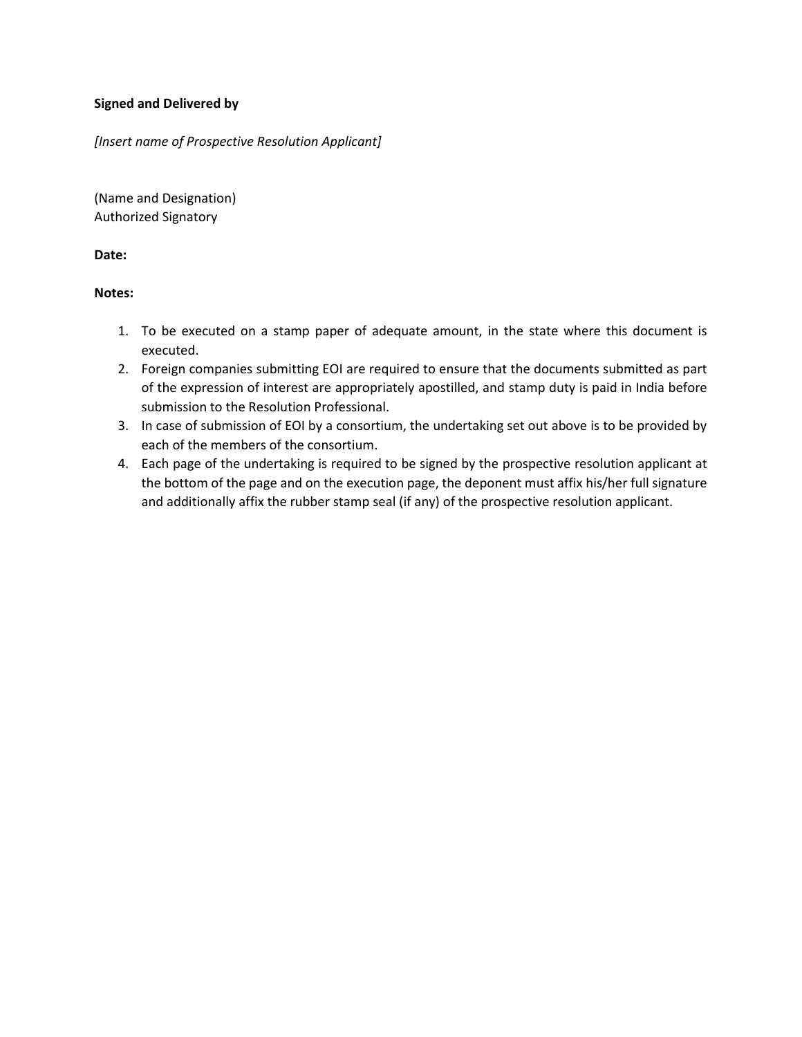**Signed and Delivered by**

*[Insert name of Prospective Resolution Applicant]*

(Name and Designation)
Authorized Signatory

**Date:**

**Notes:**

1. To be executed on a stamp paper of adequate amount, in the state where this document is executed.
2. Foreign companies submitting EOI are required to ensure that the documents submitted as part of the expression of interest are appropriately apostilled, and stamp duty is paid in India before submission to the Resolution Professional.
3. In case of submission of EOI by a consortium, the undertaking set out above is to be provided by each of the members of the consortium.
4. Each page of the undertaking is required to be signed by the prospective resolution applicant at the bottom of the page and on the execution page, the deponent must affix his/her full signature and additionally affix the rubber stamp seal (if any) of the prospective resolution applicant.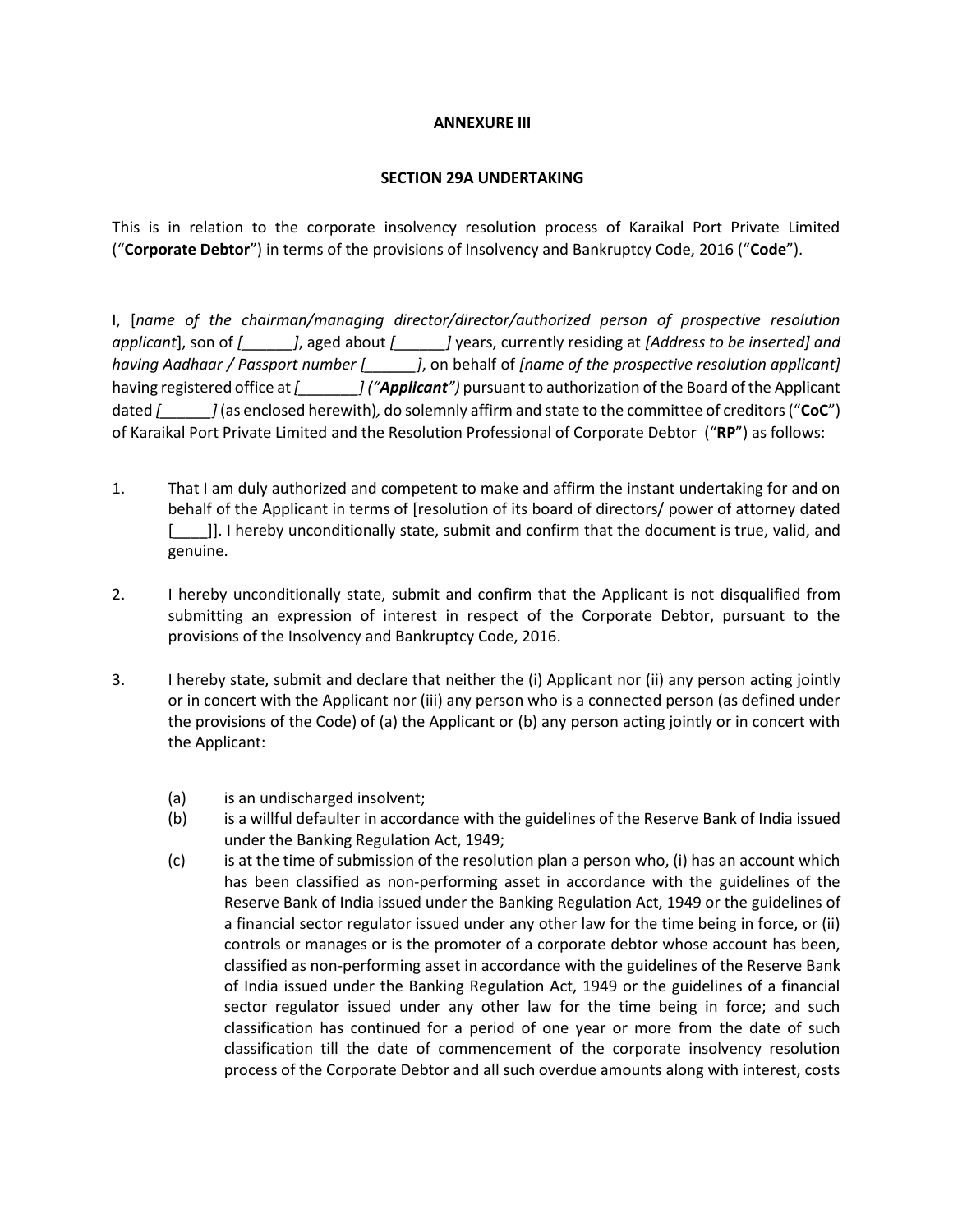**ANNEXURE III**

**SECTION 29A UNDERTAKING**

This is in relation to the corporate insolvency resolution process of Karaikal Port Private Limited ("**Corporate Debtor**") in terms of the provisions of Insolvency and Bankruptcy Code, 2016 ("**Code**").

I, [*name of the chairman/managing director/director/authorized person of prospective resolution applicant*], son of *[______]*, aged about *[______]* years, currently residing at *[Address to be inserted] and having Aadhaar / Passport number [______]*, on behalf of *[name of the prospective resolution applicant]* having registered office at *[_______] ("**Applicant**")* pursuant to authorization of the Board of the Applicant dated *[______]* (as enclosed herewith), do solemnly affirm and state to the committee of creditors ("**CoC**") of Karaikal Port Private Limited and the Resolution Professional of Corporate Debtor ("**RP**") as follows:

1. That I am duly authorized and competent to make and affirm the instant undertaking for and on behalf of the Applicant in terms of [resolution of its board of directors/ power of attorney dated [____]]. I hereby unconditionally state, submit and confirm that the document is true, valid, and genuine.

2. I hereby unconditionally state, submit and confirm that the Applicant is not disqualified from submitting an expression of interest in respect of the Corporate Debtor, pursuant to the provisions of the Insolvency and Bankruptcy Code, 2016.

3. I hereby state, submit and declare that neither the (i) Applicant nor (ii) any person acting jointly or in concert with the Applicant nor (iii) any person who is a connected person (as defined under the provisions of the Code) of (a) the Applicant or (b) any person acting jointly or in concert with the Applicant:

   (a) is an undischarged insolvent;

   (b) is a willful defaulter in accordance with the guidelines of the Reserve Bank of India issued under the Banking Regulation Act, 1949;

   (c) is at the time of submission of the resolution plan a person who, (i) has an account which has been classified as non-performing asset in accordance with the guidelines of the Reserve Bank of India issued under the Banking Regulation Act, 1949 or the guidelines of a financial sector regulator issued under any other law for the time being in force, or (ii) controls or manages or is the promoter of a corporate debtor whose account has been, classified as non-performing asset in accordance with the guidelines of the Reserve Bank of India issued under the Banking Regulation Act, 1949 or the guidelines of a financial sector regulator issued under any other law for the time being in force; and such classification has continued for a period of one year or more from the date of such classification till the date of commencement of the corporate insolvency resolution process of the Corporate Debtor and all such overdue amounts along with interest, costs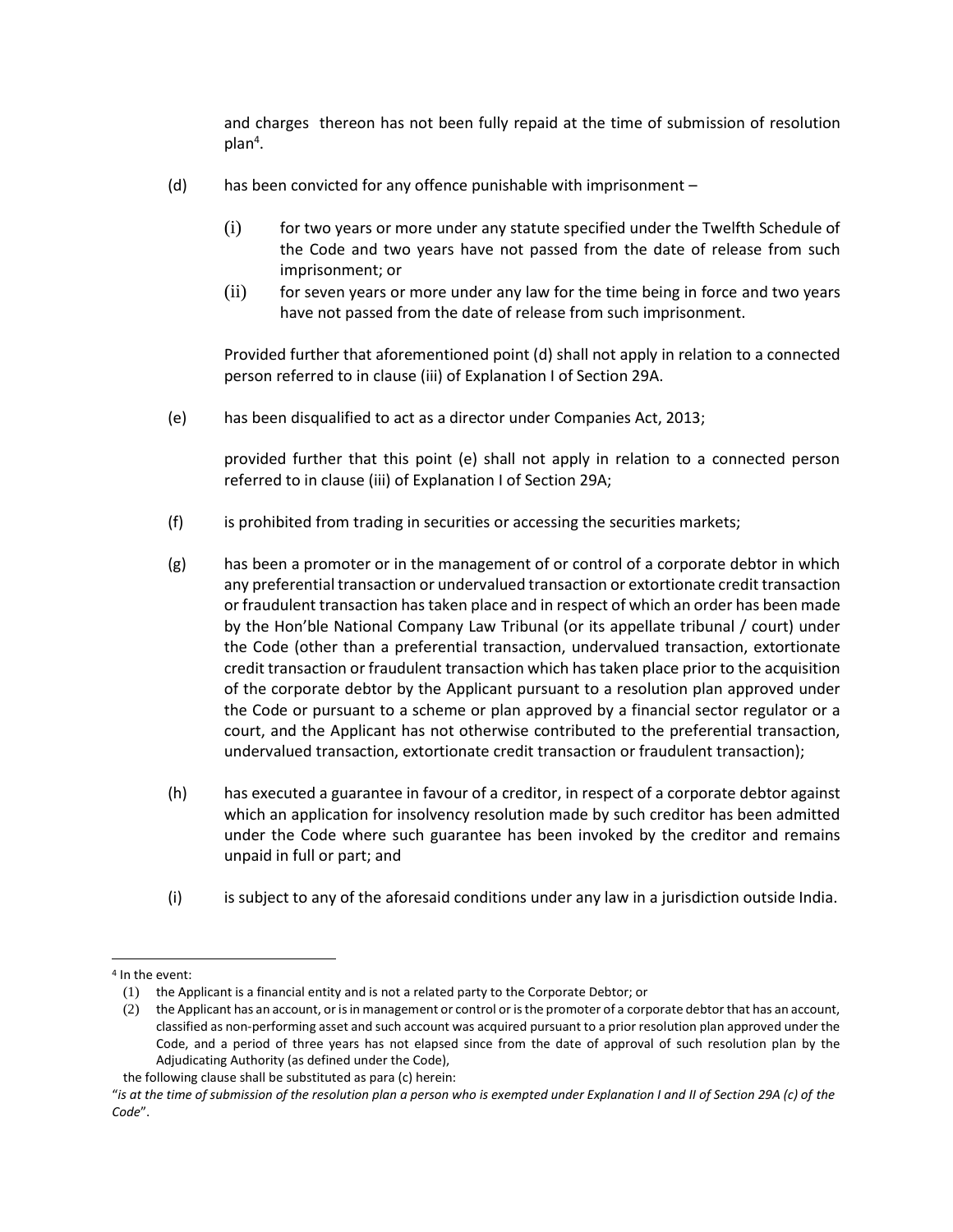and charges thereon has not been fully repaid at the time of submission of resolution plan[4].

(d) has been convicted for any offence punishable with imprisonment –

(i) for two years or more under any statute specified under the Twelfth Schedule of the Code and two years have not passed from the date of release from such imprisonment; or

(ii) for seven years or more under any law for the time being in force and two years have not passed from the date of release from such imprisonment.

Provided further that aforementioned point (d) shall not apply in relation to a connected person referred to in clause (iii) of Explanation I of Section 29A.

(e) has been disqualified to act as a director under Companies Act, 2013;

provided further that this point (e) shall not apply in relation to a connected person referred to in clause (iii) of Explanation I of Section 29A;

(f) is prohibited from trading in securities or accessing the securities markets;

(g) has been a promoter or in the management of or control of a corporate debtor in which any preferential transaction or undervalued transaction or extortionate credit transaction or fraudulent transaction has taken place and in respect of which an order has been made by the Hon'ble National Company Law Tribunal (or its appellate tribunal / court) under the Code (other than a preferential transaction, undervalued transaction, extortionate credit transaction or fraudulent transaction which has taken place prior to the acquisition of the corporate debtor by the Applicant pursuant to a resolution plan approved under the Code or pursuant to a scheme or plan approved by a financial sector regulator or a court, and the Applicant has not otherwise contributed to the preferential transaction, undervalued transaction, extortionate credit transaction or fraudulent transaction);

(h) has executed a guarantee in favour of a creditor, in respect of a corporate debtor against which an application for insolvency resolution made by such creditor has been admitted under the Code where such guarantee has been invoked by the creditor and remains unpaid in full or part; and

(i) is subject to any of the aforesaid conditions under any law in a jurisdiction outside India.

---

[4] In the event:

(1) the Applicant is a financial entity and is not a related party to the Corporate Debtor; or

(2) the Applicant has an account, or is in management or control or is the promoter of a corporate debtor that has an account, classified as non-performing asset and such account was acquired pursuant to a prior resolution plan approved under the Code, and a period of three years has not elapsed since from the date of approval of such resolution plan by the Adjudicating Authority (as defined under the Code),

the following clause shall be substituted as para (c) herein:

"*is at the time of submission of the resolution plan a person who is exempted under Explanation I and II of Section 29A (c) of the Code*".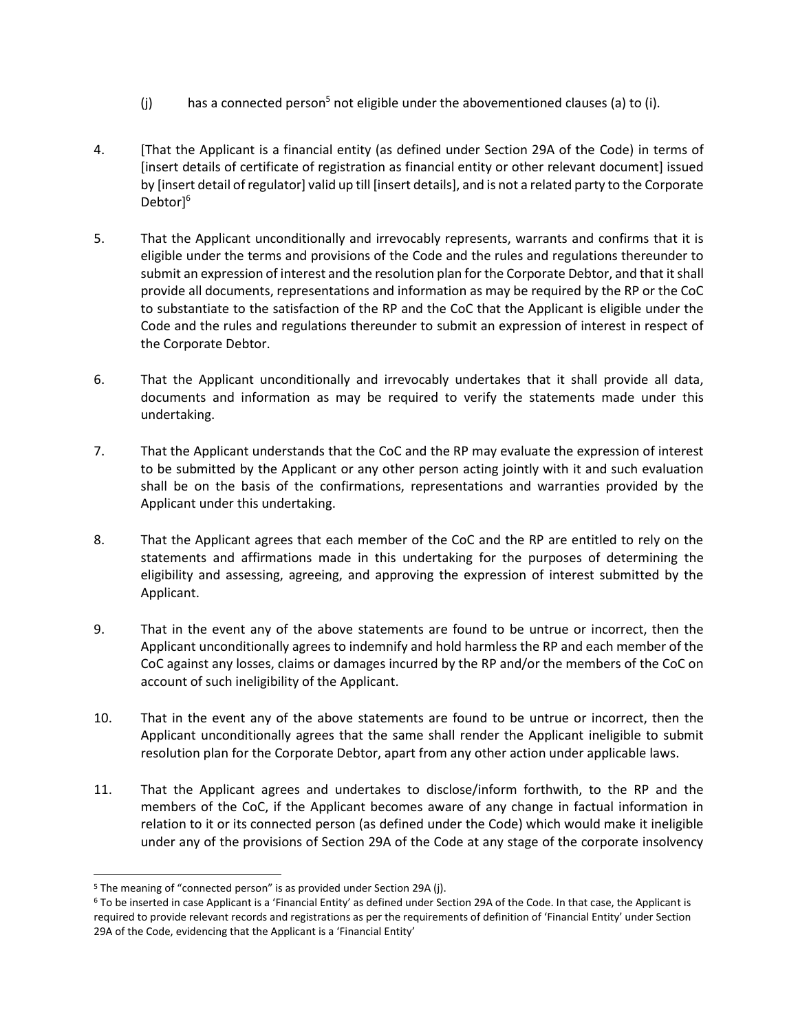(j) has a connected person[5] not eligible under the abovementioned clauses (a) to (i).

4. [That the Applicant is a financial entity (as defined under Section 29A of the Code) in terms of [insert details of certificate of registration as financial entity or other relevant document] issued by [insert detail of regulator] valid up till [insert details], and is not a related party to the Corporate Debtor][6]

5. That the Applicant unconditionally and irrevocably represents, warrants and confirms that it is eligible under the terms and provisions of the Code and the rules and regulations thereunder to submit an expression of interest and the resolution plan for the Corporate Debtor, and that it shall provide all documents, representations and information as may be required by the RP or the CoC to substantiate to the satisfaction of the RP and the CoC that the Applicant is eligible under the Code and the rules and regulations thereunder to submit an expression of interest in respect of the Corporate Debtor.

6. That the Applicant unconditionally and irrevocably undertakes that it shall provide all data, documents and information as may be required to verify the statements made under this undertaking.

7. That the Applicant understands that the CoC and the RP may evaluate the expression of interest to be submitted by the Applicant or any other person acting jointly with it and such evaluation shall be on the basis of the confirmations, representations and warranties provided by the Applicant under this undertaking.

8. That the Applicant agrees that each member of the CoC and the RP are entitled to rely on the statements and affirmations made in this undertaking for the purposes of determining the eligibility and assessing, agreeing, and approving the expression of interest submitted by the Applicant.

9. That in the event any of the above statements are found to be untrue or incorrect, then the Applicant unconditionally agrees to indemnify and hold harmless the RP and each member of the CoC against any losses, claims or damages incurred by the RP and/or the members of the CoC on account of such ineligibility of the Applicant.

10. That in the event any of the above statements are found to be untrue or incorrect, then the Applicant unconditionally agrees that the same shall render the Applicant ineligible to submit resolution plan for the Corporate Debtor, apart from any other action under applicable laws.

11. That the Applicant agrees and undertakes to disclose/inform forthwith, to the RP and the members of the CoC, if the Applicant becomes aware of any change in factual information in relation to it or its connected person (as defined under the Code) which would make it ineligible under any of the provisions of Section 29A of the Code at any stage of the corporate insolvency

---

[5] The meaning of "connected person" is as provided under Section 29A (j).

[6] To be inserted in case Applicant is a 'Financial Entity' as defined under Section 29A of the Code. In that case, the Applicant is required to provide relevant records and registrations as per the requirements of definition of 'Financial Entity' under Section 29A of the Code, evidencing that the Applicant is a 'Financial Entity'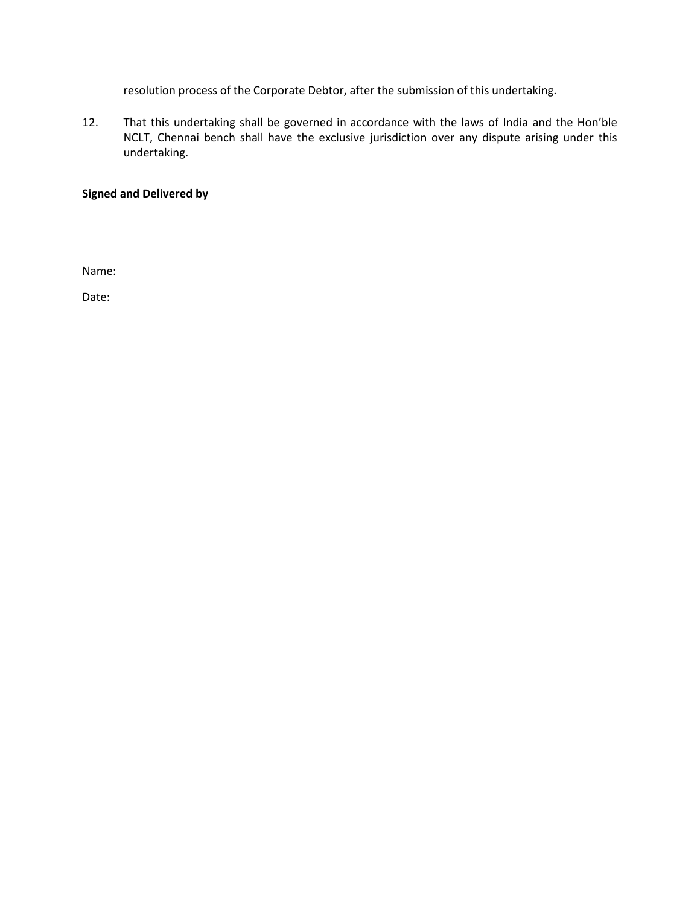resolution process of the Corporate Debtor, after the submission of this undertaking.

12. That this undertaking shall be governed in accordance with the laws of India and the Hon'ble NCLT, Chennai bench shall have the exclusive jurisdiction over any dispute arising under this undertaking.

**Signed and Delivered by**

Name:

Date: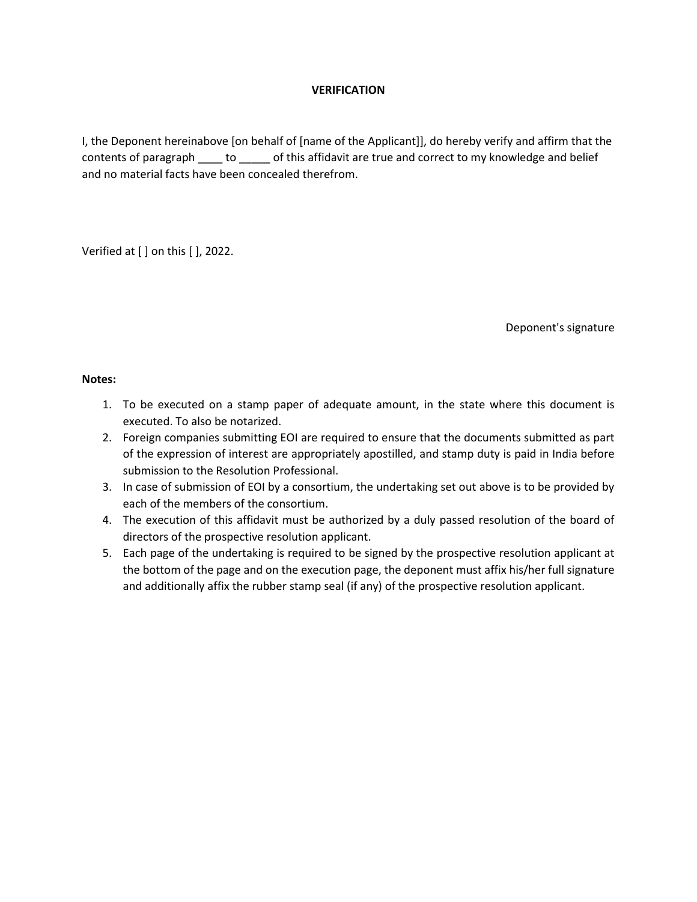**VERIFICATION**

I, the Deponent hereinabove [on behalf of [name of the Applicant]], do hereby verify and affirm that the contents of paragraph ____ to _____ of this affidavit are true and correct to my knowledge and belief and no material facts have been concealed therefrom.

Verified at [ ] on this [ ], 2022.

Deponent's signature

**Notes:**

1. To be executed on a stamp paper of adequate amount, in the state where this document is executed. To also be notarized.
2. Foreign companies submitting EOI are required to ensure that the documents submitted as part of the expression of interest are appropriately apostilled, and stamp duty is paid in India before submission to the Resolution Professional.
3. In case of submission of EOI by a consortium, the undertaking set out above is to be provided by each of the members of the consortium.
4. The execution of this affidavit must be authorized by a duly passed resolution of the board of directors of the prospective resolution applicant.
5. Each page of the undertaking is required to be signed by the prospective resolution applicant at the bottom of the page and on the execution page, the deponent must affix his/her full signature and additionally affix the rubber stamp seal (if any) of the prospective resolution applicant.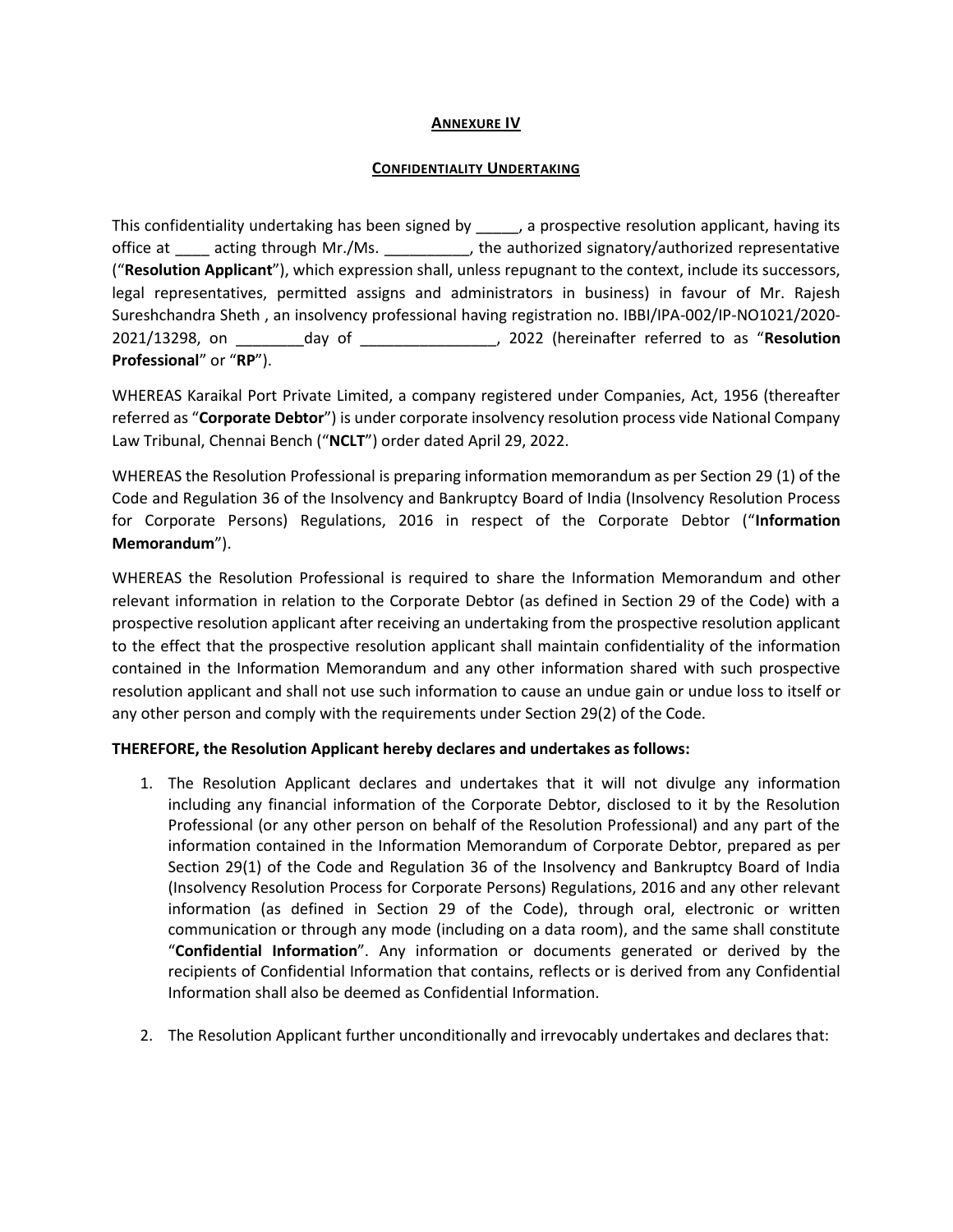## ANNEXURE IV

## CONFIDENTIALITY UNDERTAKING

This confidentiality undertaking has been signed by _____, a prospective resolution applicant, having its office at ____ acting through Mr./Ms. __________, the authorized signatory/authorized representative ("**Resolution Applicant**"), which expression shall, unless repugnant to the context, include its successors, legal representatives, permitted assigns and administrators in business) in favour of Mr. Rajesh Sureshchandra Sheth , an insolvency professional having registration no. IBBI/IPA-002/IP-NO1021/2020-2021/13298, on ________day of ________________, 2022 (hereinafter referred to as "**Resolution Professional**" or "**RP**").

WHEREAS Karaikal Port Private Limited, a company registered under Companies, Act, 1956 (thereafter referred as "**Corporate Debtor**") is under corporate insolvency resolution process vide National Company Law Tribunal, Chennai Bench ("**NCLT**") order dated April 29, 2022.

WHEREAS the Resolution Professional is preparing information memorandum as per Section 29 (1) of the Code and Regulation 36 of the Insolvency and Bankruptcy Board of India (Insolvency Resolution Process for Corporate Persons) Regulations, 2016 in respect of the Corporate Debtor ("**Information Memorandum**").

WHEREAS the Resolution Professional is required to share the Information Memorandum and other relevant information in relation to the Corporate Debtor (as defined in Section 29 of the Code) with a prospective resolution applicant after receiving an undertaking from the prospective resolution applicant to the effect that the prospective resolution applicant shall maintain confidentiality of the information contained in the Information Memorandum and any other information shared with such prospective resolution applicant and shall not use such information to cause an undue gain or undue loss to itself or any other person and comply with the requirements under Section 29(2) of the Code.

**THEREFORE, the Resolution Applicant hereby declares and undertakes as follows:**

1. The Resolution Applicant declares and undertakes that it will not divulge any information including any financial information of the Corporate Debtor, disclosed to it by the Resolution Professional (or any other person on behalf of the Resolution Professional) and any part of the information contained in the Information Memorandum of Corporate Debtor, prepared as per Section 29(1) of the Code and Regulation 36 of the Insolvency and Bankruptcy Board of India (Insolvency Resolution Process for Corporate Persons) Regulations, 2016 and any other relevant information (as defined in Section 29 of the Code), through oral, electronic or written communication or through any mode (including on a data room), and the same shall constitute "**Confidential Information**". Any information or documents generated or derived by the recipients of Confidential Information that contains, reflects or is derived from any Confidential Information shall also be deemed as Confidential Information.

2. The Resolution Applicant further unconditionally and irrevocably undertakes and declares that: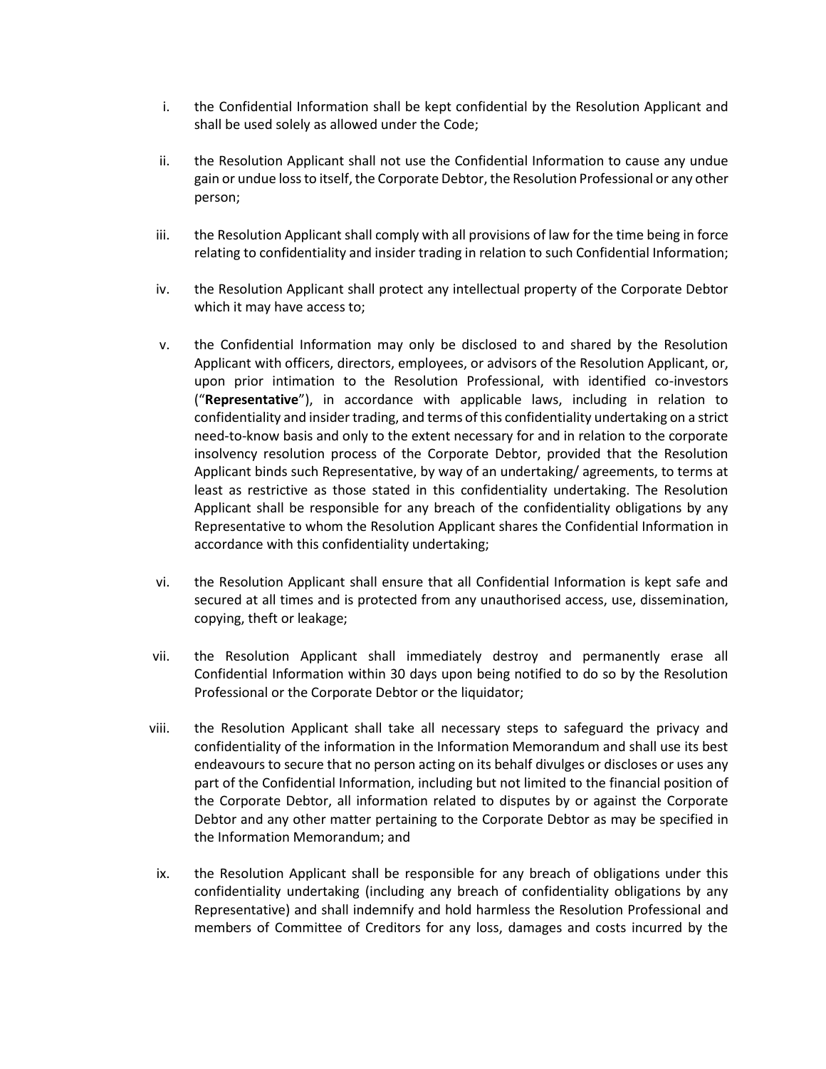i. the Confidential Information shall be kept confidential by the Resolution Applicant and shall be used solely as allowed under the Code;

ii. the Resolution Applicant shall not use the Confidential Information to cause any undue gain or undue loss to itself, the Corporate Debtor, the Resolution Professional or any other person;

iii. the Resolution Applicant shall comply with all provisions of law for the time being in force relating to confidentiality and insider trading in relation to such Confidential Information;

iv. the Resolution Applicant shall protect any intellectual property of the Corporate Debtor which it may have access to;

v. the Confidential Information may only be disclosed to and shared by the Resolution Applicant with officers, directors, employees, or advisors of the Resolution Applicant, or, upon prior intimation to the Resolution Professional, with identified co-investors ("**Representative**"), in accordance with applicable laws, including in relation to confidentiality and insider trading, and terms of this confidentiality undertaking on a strict need-to-know basis and only to the extent necessary for and in relation to the corporate insolvency resolution process of the Corporate Debtor, provided that the Resolution Applicant binds such Representative, by way of an undertaking/ agreements, to terms at least as restrictive as those stated in this confidentiality undertaking. The Resolution Applicant shall be responsible for any breach of the confidentiality obligations by any Representative to whom the Resolution Applicant shares the Confidential Information in accordance with this confidentiality undertaking;

vi. the Resolution Applicant shall ensure that all Confidential Information is kept safe and secured at all times and is protected from any unauthorised access, use, dissemination, copying, theft or leakage;

vii. the Resolution Applicant shall immediately destroy and permanently erase all Confidential Information within 30 days upon being notified to do so by the Resolution Professional or the Corporate Debtor or the liquidator;

viii. the Resolution Applicant shall take all necessary steps to safeguard the privacy and confidentiality of the information in the Information Memorandum and shall use its best endeavours to secure that no person acting on its behalf divulges or discloses or uses any part of the Confidential Information, including but not limited to the financial position of the Corporate Debtor, all information related to disputes by or against the Corporate Debtor and any other matter pertaining to the Corporate Debtor as may be specified in the Information Memorandum; and

ix. the Resolution Applicant shall be responsible for any breach of obligations under this confidentiality undertaking (including any breach of confidentiality obligations by any Representative) and shall indemnify and hold harmless the Resolution Professional and members of Committee of Creditors for any loss, damages and costs incurred by the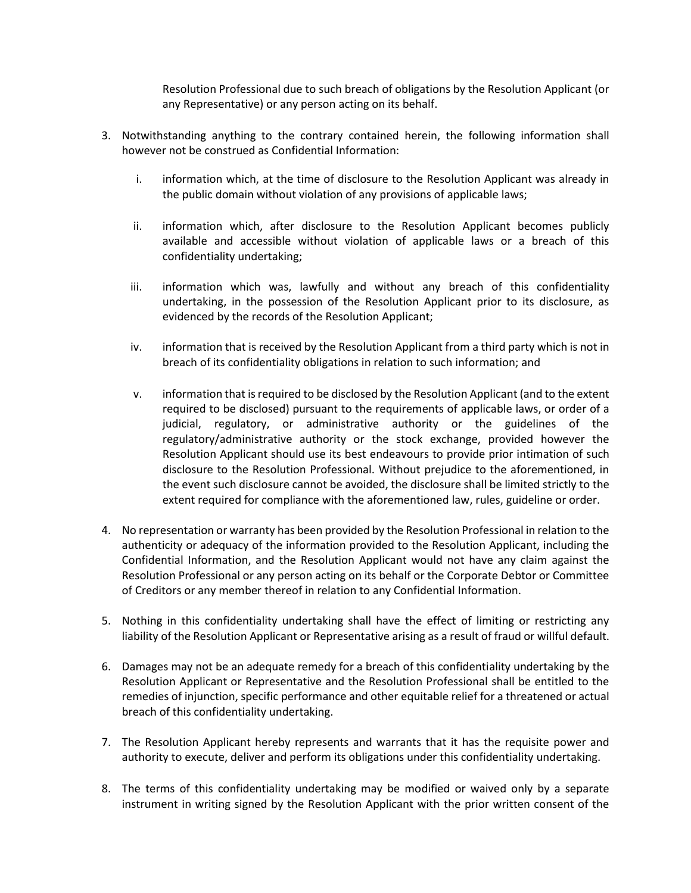Resolution Professional due to such breach of obligations by the Resolution Applicant (or any Representative) or any person acting on its behalf.

3. Notwithstanding anything to the contrary contained herein, the following information shall however not be construed as Confidential Information:

   i. information which, at the time of disclosure to the Resolution Applicant was already in the public domain without violation of any provisions of applicable laws;

   ii. information which, after disclosure to the Resolution Applicant becomes publicly available and accessible without violation of applicable laws or a breach of this confidentiality undertaking;

   iii. information which was, lawfully and without any breach of this confidentiality undertaking, in the possession of the Resolution Applicant prior to its disclosure, as evidenced by the records of the Resolution Applicant;

   iv. information that is received by the Resolution Applicant from a third party which is not in breach of its confidentiality obligations in relation to such information; and

   v. information that is required to be disclosed by the Resolution Applicant (and to the extent required to be disclosed) pursuant to the requirements of applicable laws, or order of a judicial, regulatory, or administrative authority or the guidelines of the regulatory/administrative authority or the stock exchange, provided however the Resolution Applicant should use its best endeavours to provide prior intimation of such disclosure to the Resolution Professional. Without prejudice to the aforementioned, in the event such disclosure cannot be avoided, the disclosure shall be limited strictly to the extent required for compliance with the aforementioned law, rules, guideline or order.

4. No representation or warranty has been provided by the Resolution Professional in relation to the authenticity or adequacy of the information provided to the Resolution Applicant, including the Confidential Information, and the Resolution Applicant would not have any claim against the Resolution Professional or any person acting on its behalf or the Corporate Debtor or Committee of Creditors or any member thereof in relation to any Confidential Information.

5. Nothing in this confidentiality undertaking shall have the effect of limiting or restricting any liability of the Resolution Applicant or Representative arising as a result of fraud or willful default.

6. Damages may not be an adequate remedy for a breach of this confidentiality undertaking by the Resolution Applicant or Representative and the Resolution Professional shall be entitled to the remedies of injunction, specific performance and other equitable relief for a threatened or actual breach of this confidentiality undertaking.

7. The Resolution Applicant hereby represents and warrants that it has the requisite power and authority to execute, deliver and perform its obligations under this confidentiality undertaking.

8. The terms of this confidentiality undertaking may be modified or waived only by a separate instrument in writing signed by the Resolution Applicant with the prior written consent of the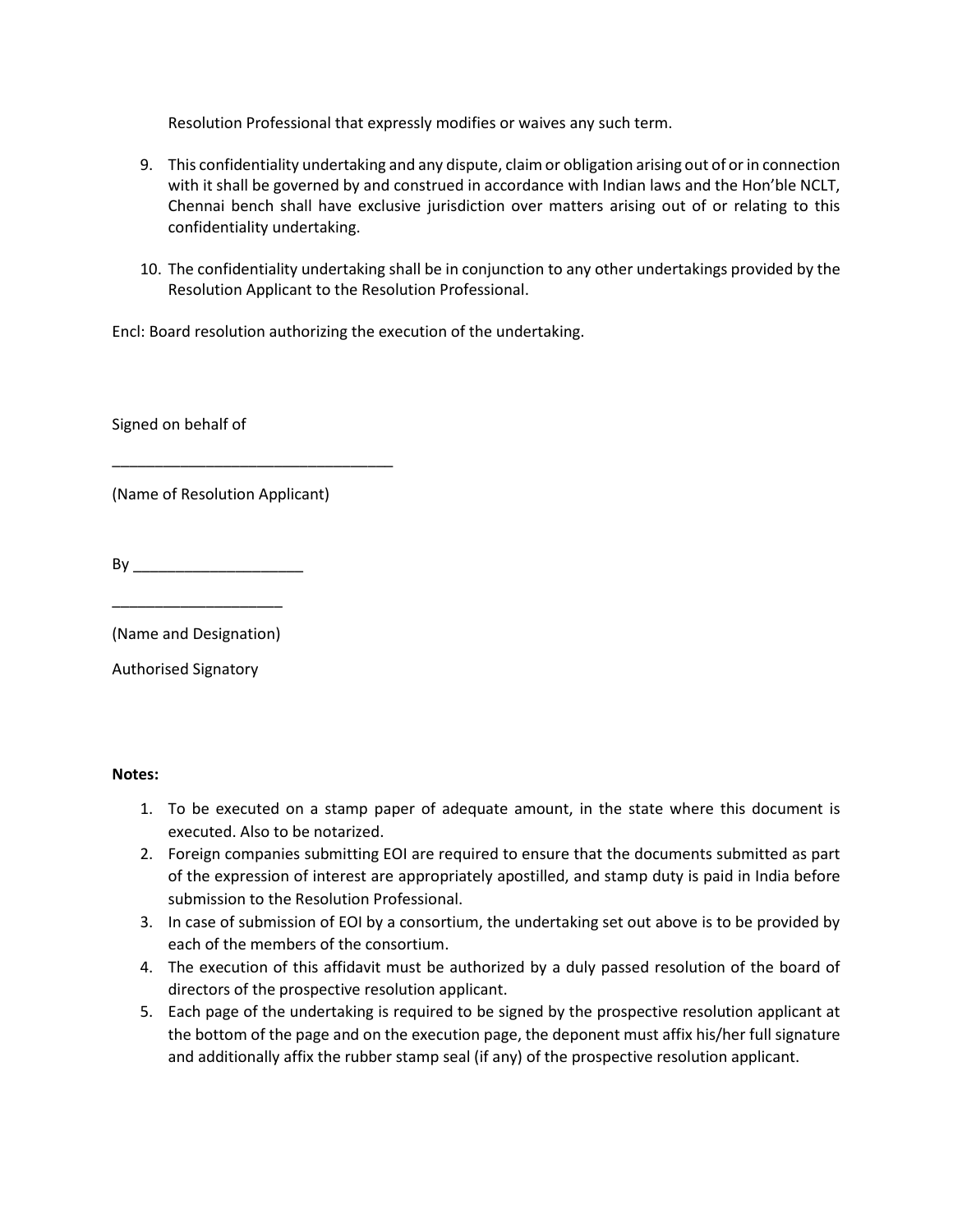Resolution Professional that expressly modifies or waives any such term.

9. This confidentiality undertaking and any dispute, claim or obligation arising out of or in connection with it shall be governed by and construed in accordance with Indian laws and the Hon'ble NCLT, Chennai bench shall have exclusive jurisdiction over matters arising out of or relating to this confidentiality undertaking.

10. The confidentiality undertaking shall be in conjunction to any other undertakings provided by the Resolution Applicant to the Resolution Professional.

Encl: Board resolution authorizing the execution of the undertaking.

Signed on behalf of

__________________________________

(Name of Resolution Applicant)

By ____________________

____________________

(Name and Designation)

Authorised Signatory

**Notes:**

1. To be executed on a stamp paper of adequate amount, in the state where this document is executed. Also to be notarized.
2. Foreign companies submitting EOI are required to ensure that the documents submitted as part of the expression of interest are appropriately apostilled, and stamp duty is paid in India before submission to the Resolution Professional.
3. In case of submission of EOI by a consortium, the undertaking set out above is to be provided by each of the members of the consortium.
4. The execution of this affidavit must be authorized by a duly passed resolution of the board of directors of the prospective resolution applicant.
5. Each page of the undertaking is required to be signed by the prospective resolution applicant at the bottom of the page and on the execution page, the deponent must affix his/her full signature and additionally affix the rubber stamp seal (if any) of the prospective resolution applicant.